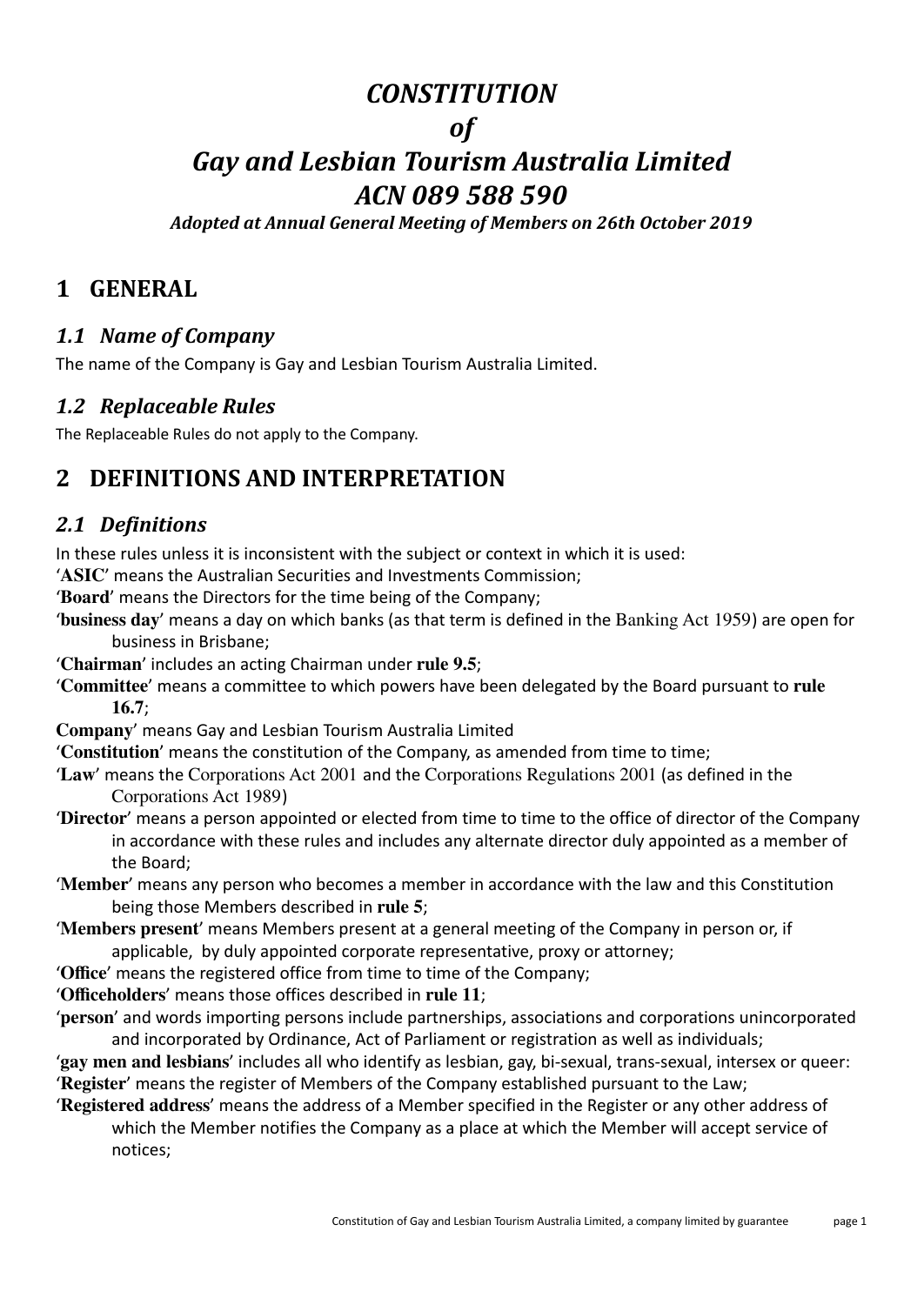# *CONSTITUTION*
# *of*
# *Gay and Lesbian Tourism Australia Limited*
# *ACN 089 588 590*

***Adopted at Annual General Meeting of Members on 26th October 2019***

## 1 GENERAL

### *1.1 Name of Company*

The name of the Company is Gay and Lesbian Tourism Australia Limited.

### *1.2 Replaceable Rules*

The Replaceable Rules do not apply to the Company.

## 2 DEFINITIONS AND INTERPRETATION

### *2.1 Definitions*

In these rules unless it is inconsistent with the subject or context in which it is used:

'**ASIC**' means the Australian Securities and Investments Commission;

'**Board**' means the Directors for the time being of the Company;

'**business day**' means a day on which banks (as that term is defined in the Banking Act 1959) are open for business in Brisbane;

'**Chairman**' includes an acting Chairman under **rule 9.5**;

'**Committee**' means a committee to which powers have been delegated by the Board pursuant to **rule 16.7**;

**Company**' means Gay and Lesbian Tourism Australia Limited

'**Constitution**' means the constitution of the Company, as amended from time to time;

'**Law**' means the Corporations Act 2001 and the Corporations Regulations 2001 (as defined in the Corporations Act 1989)

'**Director**' means a person appointed or elected from time to time to the office of director of the Company in accordance with these rules and includes any alternate director duly appointed as a member of the Board;

'**Member**' means any person who becomes a member in accordance with the law and this Constitution being those Members described in **rule 5**;

'**Members present**' means Members present at a general meeting of the Company in person or, if applicable, by duly appointed corporate representative, proxy or attorney;

'**Office**' means the registered office from time to time of the Company;

'**Officeholders**' means those offices described in **rule 11**;

'**person**' and words importing persons include partnerships, associations and corporations unincorporated and incorporated by Ordinance, Act of Parliament or registration as well as individuals;

'**gay men and lesbians**' includes all who identify as lesbian, gay, bi-sexual, trans-sexual, intersex or queer:

'**Register**' means the register of Members of the Company established pursuant to the Law;

'**Registered address**' means the address of a Member specified in the Register or any other address of which the Member notifies the Company as a place at which the Member will accept service of notices;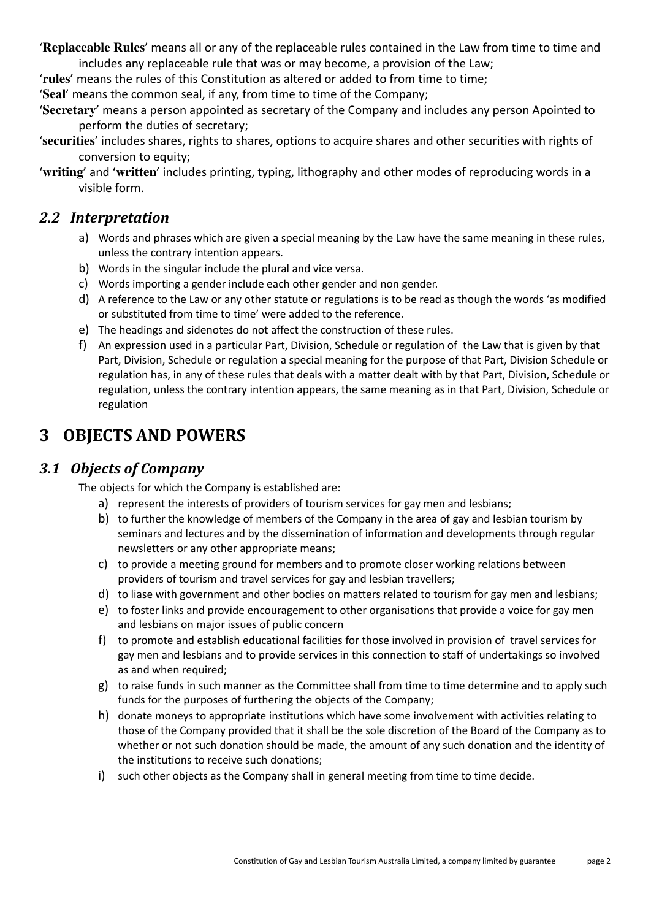'**Replaceable Rules**' means all or any of the replaceable rules contained in the Law from time to time and includes any replaceable rule that was or may become, a provision of the Law;

'**rules**' means the rules of this Constitution as altered or added to from time to time;

'**Seal**' means the common seal, if any, from time to time of the Company;

'**Secretary**' means a person appointed as secretary of the Company and includes any person Apointed to perform the duties of secretary;

'**securities**' includes shares, rights to shares, options to acquire shares and other securities with rights of conversion to equity;

'**writing**' and '**written**' includes printing, typing, lithography and other modes of reproducing words in a visible form.

## *2.2 Interpretation*

a) Words and phrases which are given a special meaning by the Law have the same meaning in these rules, unless the contrary intention appears.
b) Words in the singular include the plural and vice versa.
c) Words importing a gender include each other gender and non gender.
d) A reference to the Law or any other statute or regulations is to be read as though the words 'as modified or substituted from time to time' were added to the reference.
e) The headings and sidenotes do not affect the construction of these rules.
f) An expression used in a particular Part, Division, Schedule or regulation of the Law that is given by that Part, Division, Schedule or regulation a special meaning for the purpose of that Part, Division Schedule or regulation has, in any of these rules that deals with a matter dealt with by that Part, Division, Schedule or regulation, unless the contrary intention appears, the same meaning as in that Part, Division, Schedule or regulation

# 3 OBJECTS AND POWERS

## *3.1 Objects of Company*

The objects for which the Company is established are:

a) represent the interests of providers of tourism services for gay men and lesbians;
b) to further the knowledge of members of the Company in the area of gay and lesbian tourism by seminars and lectures and by the dissemination of information and developments through regular newsletters or any other appropriate means;
c) to provide a meeting ground for members and to promote closer working relations between providers of tourism and travel services for gay and lesbian travellers;
d) to liase with government and other bodies on matters related to tourism for gay men and lesbians;
e) to foster links and provide encouragement to other organisations that provide a voice for gay men and lesbians on major issues of public concern
f) to promote and establish educational facilities for those involved in provision of travel services for gay men and lesbians and to provide services in this connection to staff of undertakings so involved as and when required;
g) to raise funds in such manner as the Committee shall from time to time determine and to apply such funds for the purposes of furthering the objects of the Company;
h) donate moneys to appropriate institutions which have some involvement with activities relating to those of the Company provided that it shall be the sole discretion of the Board of the Company as to whether or not such donation should be made, the amount of any such donation and the identity of the institutions to receive such donations;
i) such other objects as the Company shall in general meeting from time to time decide.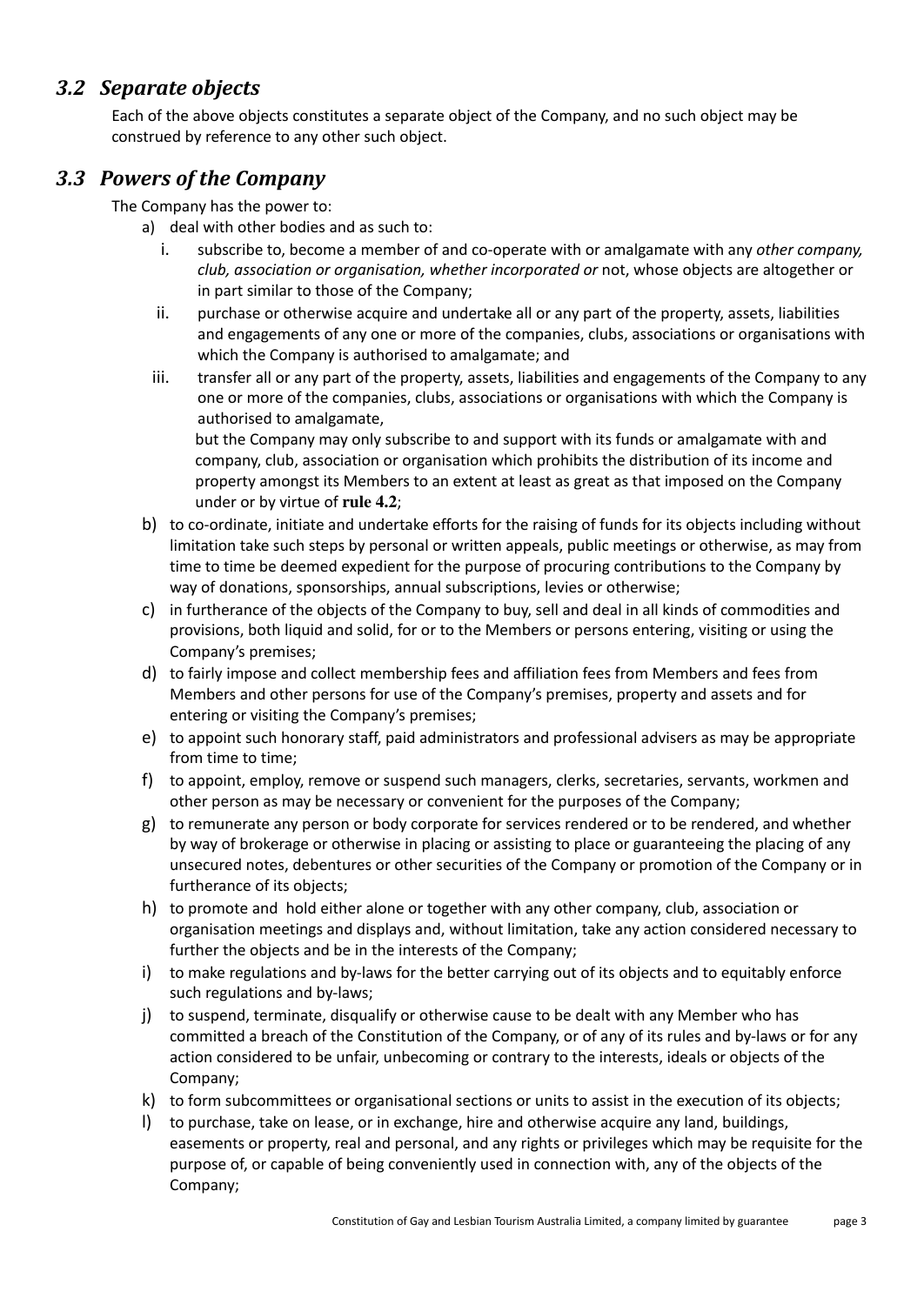## *3.2 Separate objects*

Each of the above objects constitutes a separate object of the Company, and no such object may be construed by reference to any other such object.

## *3.3 Powers of the Company*

The Company has the power to:

a) deal with other bodies and as such to:

   i. subscribe to, become a member of and co-operate with or amalgamate with any *other company, club, association or organisation, whether incorporated or* not, whose objects are altogether or in part similar to those of the Company;

   ii. purchase or otherwise acquire and undertake all or any part of the property, assets, liabilities and engagements of any one or more of the companies, clubs, associations or organisations with which the Company is authorised to amalgamate; and

   iii. transfer all or any part of the property, assets, liabilities and engagements of the Company to any one or more of the companies, clubs, associations or organisations with which the Company is authorised to amalgamate,

   but the Company may only subscribe to and support with its funds or amalgamate with and company, club, association or organisation which prohibits the distribution of its income and property amongst its Members to an extent at least as great as that imposed on the Company under or by virtue of **rule 4.2**;

b) to co-ordinate, initiate and undertake efforts for the raising of funds for its objects including without limitation take such steps by personal or written appeals, public meetings or otherwise, as may from time to time be deemed expedient for the purpose of procuring contributions to the Company by way of donations, sponsorships, annual subscriptions, levies or otherwise;

c) in furtherance of the objects of the Company to buy, sell and deal in all kinds of commodities and provisions, both liquid and solid, for or to the Members or persons entering, visiting or using the Company's premises;

d) to fairly impose and collect membership fees and affiliation fees from Members and fees from Members and other persons for use of the Company's premises, property and assets and for entering or visiting the Company's premises;

e) to appoint such honorary staff, paid administrators and professional advisers as may be appropriate from time to time;

f) to appoint, employ, remove or suspend such managers, clerks, secretaries, servants, workmen and other person as may be necessary or convenient for the purposes of the Company;

g) to remunerate any person or body corporate for services rendered or to be rendered, and whether by way of brokerage or otherwise in placing or assisting to place or guaranteeing the placing of any unsecured notes, debentures or other securities of the Company or promotion of the Company or in furtherance of its objects;

h) to promote and hold either alone or together with any other company, club, association or organisation meetings and displays and, without limitation, take any action considered necessary to further the objects and be in the interests of the Company;

i) to make regulations and by-laws for the better carrying out of its objects and to equitably enforce such regulations and by-laws;

j) to suspend, terminate, disqualify or otherwise cause to be dealt with any Member who has committed a breach of the Constitution of the Company, or of any of its rules and by-laws or for any action considered to be unfair, unbecoming or contrary to the interests, ideals or objects of the Company;

k) to form subcommittees or organisational sections or units to assist in the execution of its objects;

l) to purchase, take on lease, or in exchange, hire and otherwise acquire any land, buildings, easements or property, real and personal, and any rights or privileges which may be requisite for the purpose of, or capable of being conveniently used in connection with, any of the objects of the Company;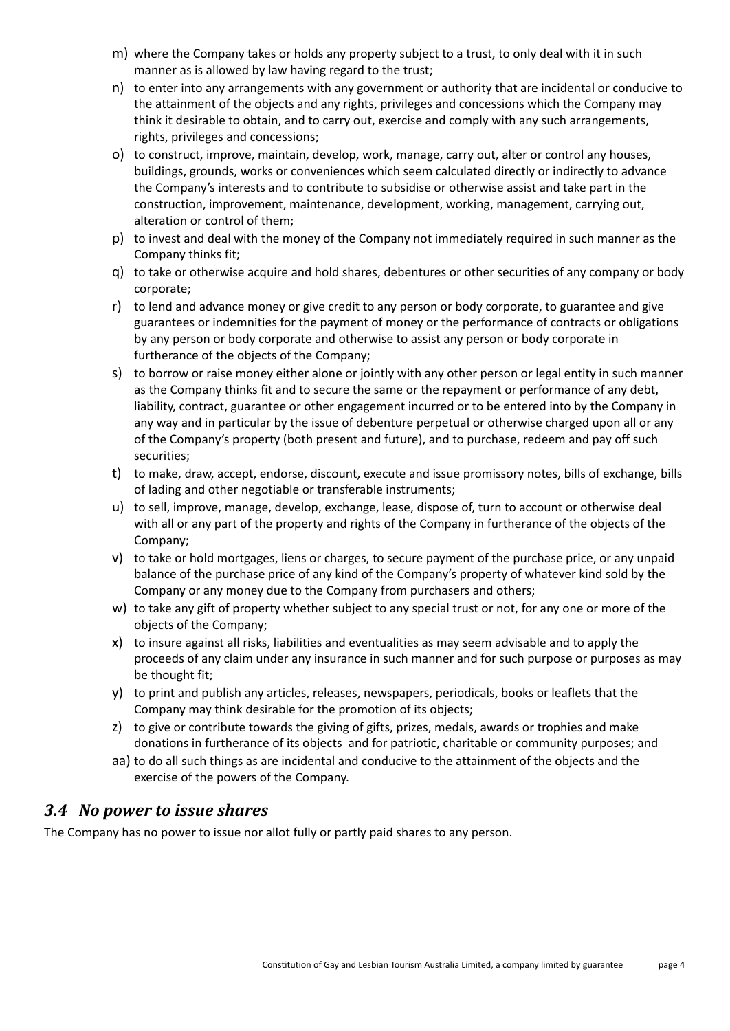m) where the Company takes or holds any property subject to a trust, to only deal with it in such manner as is allowed by law having regard to the trust;

n) to enter into any arrangements with any government or authority that are incidental or conducive to the attainment of the objects and any rights, privileges and concessions which the Company may think it desirable to obtain, and to carry out, exercise and comply with any such arrangements, rights, privileges and concessions;

o) to construct, improve, maintain, develop, work, manage, carry out, alter or control any houses, buildings, grounds, works or conveniences which seem calculated directly or indirectly to advance the Company's interests and to contribute to subsidise or otherwise assist and take part in the construction, improvement, maintenance, development, working, management, carrying out, alteration or control of them;

p) to invest and deal with the money of the Company not immediately required in such manner as the Company thinks fit;

q) to take or otherwise acquire and hold shares, debentures or other securities of any company or body corporate;

r) to lend and advance money or give credit to any person or body corporate, to guarantee and give guarantees or indemnities for the payment of money or the performance of contracts or obligations by any person or body corporate and otherwise to assist any person or body corporate in furtherance of the objects of the Company;

s) to borrow or raise money either alone or jointly with any other person or legal entity in such manner as the Company thinks fit and to secure the same or the repayment or performance of any debt, liability, contract, guarantee or other engagement incurred or to be entered into by the Company in any way and in particular by the issue of debenture perpetual or otherwise charged upon all or any of the Company's property (both present and future), and to purchase, redeem and pay off such securities;

t) to make, draw, accept, endorse, discount, execute and issue promissory notes, bills of exchange, bills of lading and other negotiable or transferable instruments;

u) to sell, improve, manage, develop, exchange, lease, dispose of, turn to account or otherwise deal with all or any part of the property and rights of the Company in furtherance of the objects of the Company;

v) to take or hold mortgages, liens or charges, to secure payment of the purchase price, or any unpaid balance of the purchase price of any kind of the Company's property of whatever kind sold by the Company or any money due to the Company from purchasers and others;

w) to take any gift of property whether subject to any special trust or not, for any one or more of the objects of the Company;

x) to insure against all risks, liabilities and eventualities as may seem advisable and to apply the proceeds of any claim under any insurance in such manner and for such purpose or purposes as may be thought fit;

y) to print and publish any articles, releases, newspapers, periodicals, books or leaflets that the Company may think desirable for the promotion of its objects;

z) to give or contribute towards the giving of gifts, prizes, medals, awards or trophies and make donations in furtherance of its objects and for patriotic, charitable or community purposes; and

aa) to do all such things as are incidental and conducive to the attainment of the objects and the exercise of the powers of the Company.

## *3.4 No power to issue shares*

The Company has no power to issue nor allot fully or partly paid shares to any person.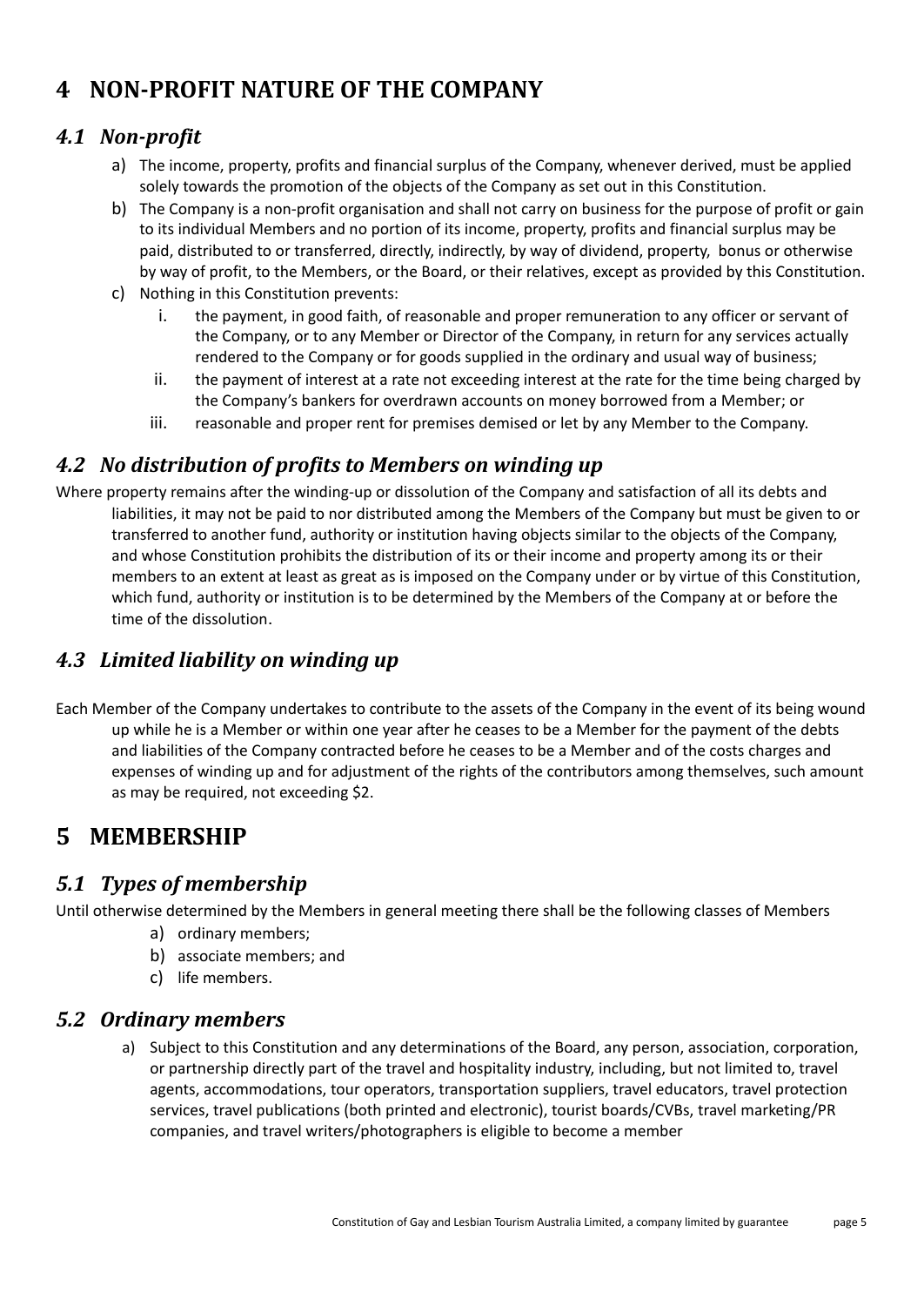# 4 NON-PROFIT NATURE OF THE COMPANY

## *4.1 Non-profit*

a) The income, property, profits and financial surplus of the Company, whenever derived, must be applied solely towards the promotion of the objects of the Company as set out in this Constitution.

b) The Company is a non-profit organisation and shall not carry on business for the purpose of profit or gain to its individual Members and no portion of its income, property, profits and financial surplus may be paid, distributed to or transferred, directly, indirectly, by way of dividend, property, bonus or otherwise by way of profit, to the Members, or the Board, or their relatives, except as provided by this Constitution.

c) Nothing in this Constitution prevents:

   i. the payment, in good faith, of reasonable and proper remuneration to any officer or servant of the Company, or to any Member or Director of the Company, in return for any services actually rendered to the Company or for goods supplied in the ordinary and usual way of business;

   ii. the payment of interest at a rate not exceeding interest at the rate for the time being charged by the Company's bankers for overdrawn accounts on money borrowed from a Member; or

   iii. reasonable and proper rent for premises demised or let by any Member to the Company.

## *4.2 No distribution of profits to Members on winding up*

Where property remains after the winding-up or dissolution of the Company and satisfaction of all its debts and liabilities, it may not be paid to nor distributed among the Members of the Company but must be given to or transferred to another fund, authority or institution having objects similar to the objects of the Company, and whose Constitution prohibits the distribution of its or their income and property among its or their members to an extent at least as great as is imposed on the Company under or by virtue of this Constitution, which fund, authority or institution is to be determined by the Members of the Company at or before the time of the dissolution.

## *4.3 Limited liability on winding up*

Each Member of the Company undertakes to contribute to the assets of the Company in the event of its being wound up while he is a Member or within one year after he ceases to be a Member for the payment of the debts and liabilities of the Company contracted before he ceases to be a Member and of the costs charges and expenses of winding up and for adjustment of the rights of the contributors among themselves, such amount as may be required, not exceeding $2.

# 5 MEMBERSHIP

## *5.1 Types of membership*

Until otherwise determined by the Members in general meeting there shall be the following classes of Members

a) ordinary members;

b) associate members; and

c) life members.

## *5.2 Ordinary members*

a) Subject to this Constitution and any determinations of the Board, any person, association, corporation, or partnership directly part of the travel and hospitality industry, including, but not limited to, travel agents, accommodations, tour operators, transportation suppliers, travel educators, travel protection services, travel publications (both printed and electronic), tourist boards/CVBs, travel marketing/PR companies, and travel writers/photographers is eligible to become a member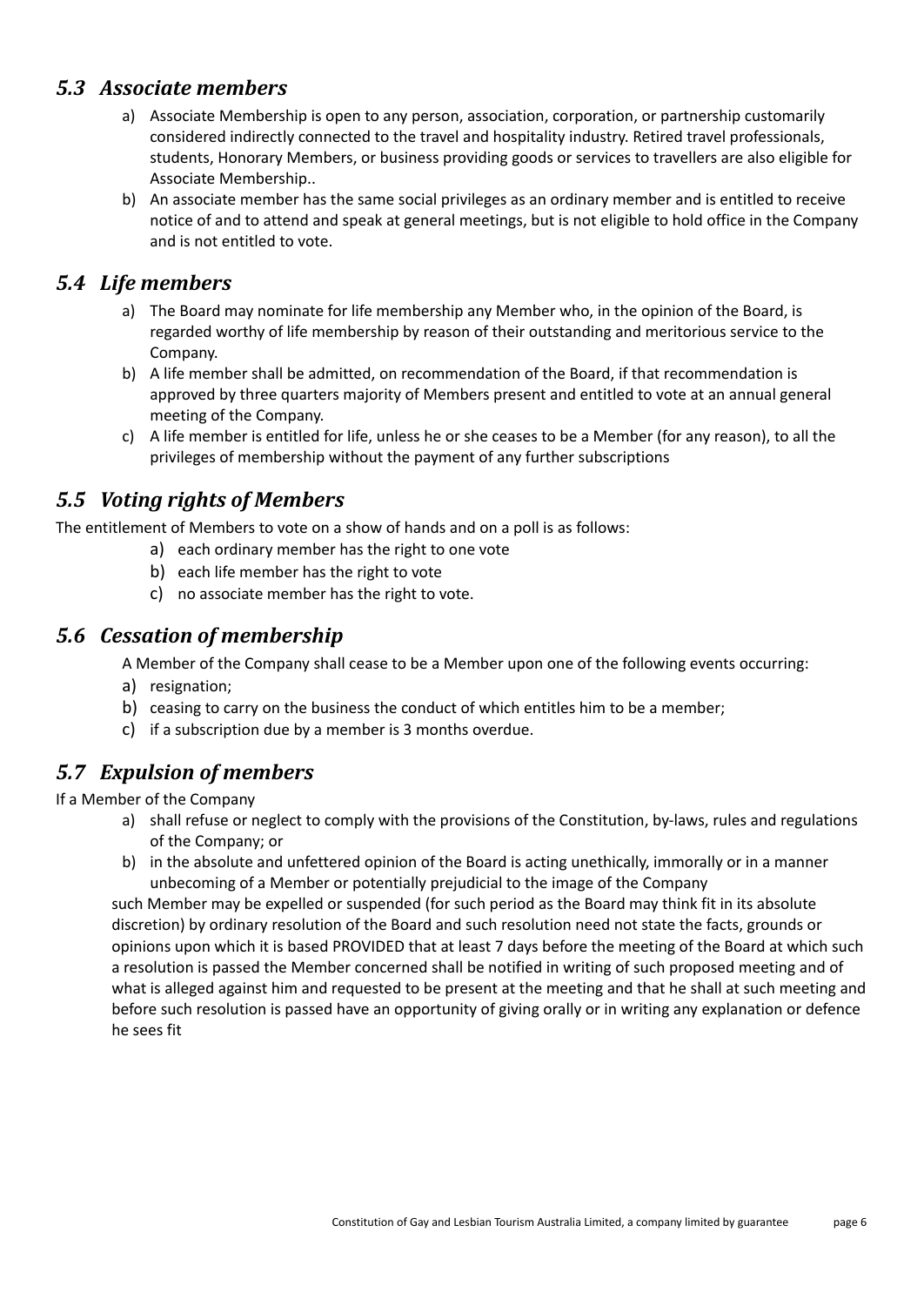## *5.3 Associate members*

a) Associate Membership is open to any person, association, corporation, or partnership customarily considered indirectly connected to the travel and hospitality industry. Retired travel professionals, students, Honorary Members, or business providing goods or services to travellers are also eligible for Associate Membership..

b) An associate member has the same social privileges as an ordinary member and is entitled to receive notice of and to attend and speak at general meetings, but is not eligible to hold office in the Company and is not entitled to vote.

## *5.4 Life members*

a) The Board may nominate for life membership any Member who, in the opinion of the Board, is regarded worthy of life membership by reason of their outstanding and meritorious service to the Company.

b) A life member shall be admitted, on recommendation of the Board, if that recommendation is approved by three quarters majority of Members present and entitled to vote at an annual general meeting of the Company.

c) A life member is entitled for life, unless he or she ceases to be a Member (for any reason), to all the privileges of membership without the payment of any further subscriptions

## *5.5 Voting rights of Members*

The entitlement of Members to vote on a show of hands and on a poll is as follows:

a) each ordinary member has the right to one vote

b) each life member has the right to vote

c) no associate member has the right to vote.

## *5.6 Cessation of membership*

A Member of the Company shall cease to be a Member upon one of the following events occurring:

a) resignation;

b) ceasing to carry on the business the conduct of which entitles him to be a member;

c) if a subscription due by a member is 3 months overdue.

## *5.7 Expulsion of members*

If a Member of the Company

a) shall refuse or neglect to comply with the provisions of the Constitution, by-laws, rules and regulations of the Company; or

b) in the absolute and unfettered opinion of the Board is acting unethically, immorally or in a manner unbecoming of a Member or potentially prejudicial to the image of the Company

such Member may be expelled or suspended (for such period as the Board may think fit in its absolute discretion) by ordinary resolution of the Board and such resolution need not state the facts, grounds or opinions upon which it is based PROVIDED that at least 7 days before the meeting of the Board at which such a resolution is passed the Member concerned shall be notified in writing of such proposed meeting and of what is alleged against him and requested to be present at the meeting and that he shall at such meeting and before such resolution is passed have an opportunity of giving orally or in writing any explanation or defence he sees fit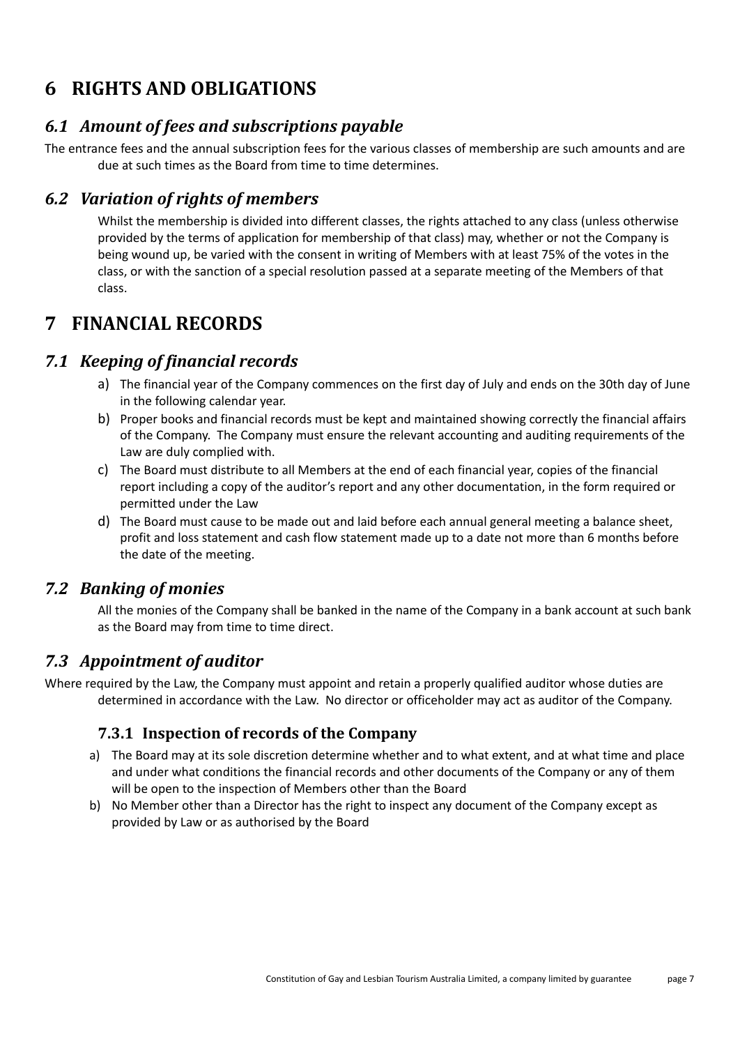# 6 RIGHTS AND OBLIGATIONS

## *6.1 Amount of fees and subscriptions payable*

The entrance fees and the annual subscription fees for the various classes of membership are such amounts and are due at such times as the Board from time to time determines.

## *6.2 Variation of rights of members*

Whilst the membership is divided into different classes, the rights attached to any class (unless otherwise provided by the terms of application for membership of that class) may, whether or not the Company is being wound up, be varied with the consent in writing of Members with at least 75% of the votes in the class, or with the sanction of a special resolution passed at a separate meeting of the Members of that class.

# 7 FINANCIAL RECORDS

## *7.1 Keeping of financial records*

a) The financial year of the Company commences on the first day of July and ends on the 30th day of June in the following calendar year.

b) Proper books and financial records must be kept and maintained showing correctly the financial affairs of the Company. The Company must ensure the relevant accounting and auditing requirements of the Law are duly complied with.

c) The Board must distribute to all Members at the end of each financial year, copies of the financial report including a copy of the auditor's report and any other documentation, in the form required or permitted under the Law

d) The Board must cause to be made out and laid before each annual general meeting a balance sheet, profit and loss statement and cash flow statement made up to a date not more than 6 months before the date of the meeting.

## *7.2 Banking of monies*

All the monies of the Company shall be banked in the name of the Company in a bank account at such bank as the Board may from time to time direct.

## *7.3 Appointment of auditor*

Where required by the Law, the Company must appoint and retain a properly qualified auditor whose duties are determined in accordance with the Law. No director or officeholder may act as auditor of the Company.

### 7.3.1 Inspection of records of the Company

a) The Board may at its sole discretion determine whether and to what extent, and at what time and place and under what conditions the financial records and other documents of the Company or any of them will be open to the inspection of Members other than the Board

b) No Member other than a Director has the right to inspect any document of the Company except as provided by Law or as authorised by the Board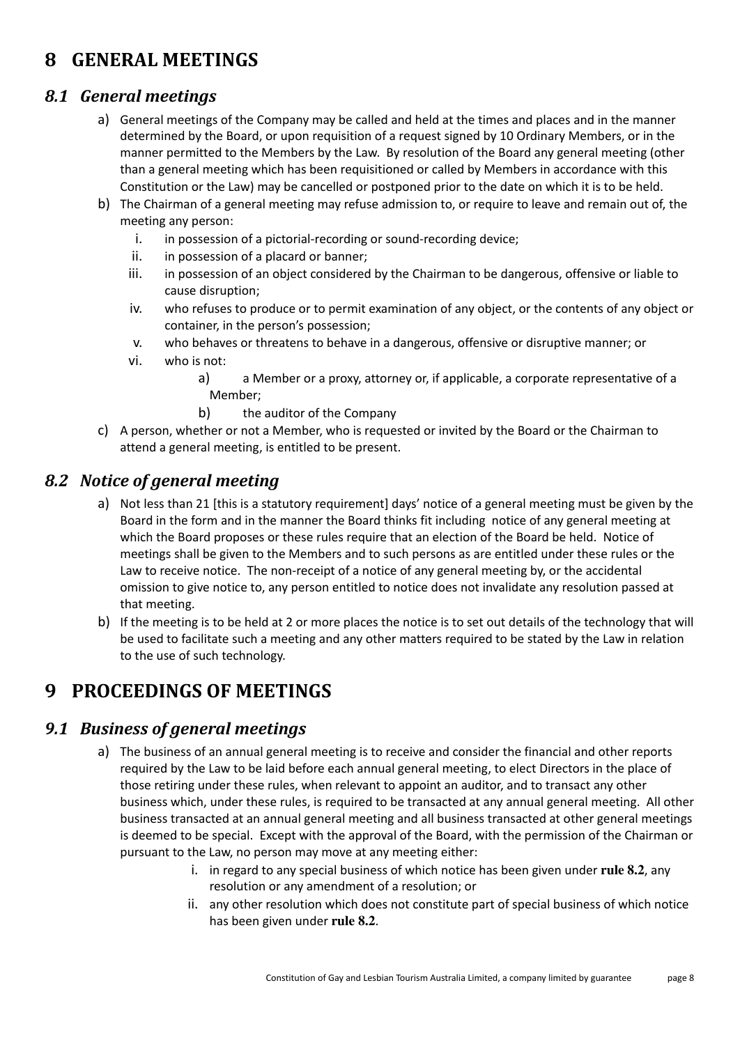# 8 GENERAL MEETINGS

## *8.1 General meetings*

a) General meetings of the Company may be called and held at the times and places and in the manner determined by the Board, or upon requisition of a request signed by 10 Ordinary Members, or in the manner permitted to the Members by the Law. By resolution of the Board any general meeting (other than a general meeting which has been requisitioned or called by Members in accordance with this Constitution or the Law) may be cancelled or postponed prior to the date on which it is to be held.

b) The Chairman of a general meeting may refuse admission to, or require to leave and remain out of, the meeting any person:

   i. in possession of a pictorial-recording or sound-recording device;
   ii. in possession of a placard or banner;
   iii. in possession of an object considered by the Chairman to be dangerous, offensive or liable to cause disruption;
   iv. who refuses to produce or to permit examination of any object, or the contents of any object or container, in the person's possession;
   v. who behaves or threatens to behave in a dangerous, offensive or disruptive manner; or
   vi. who is not:
      a) a Member or a proxy, attorney or, if applicable, a corporate representative of a Member;
      b) the auditor of the Company

c) A person, whether or not a Member, who is requested or invited by the Board or the Chairman to attend a general meeting, is entitled to be present.

## *8.2 Notice of general meeting*

a) Not less than 21 [this is a statutory requirement] days' notice of a general meeting must be given by the Board in the form and in the manner the Board thinks fit including notice of any general meeting at which the Board proposes or these rules require that an election of the Board be held. Notice of meetings shall be given to the Members and to such persons as are entitled under these rules or the Law to receive notice. The non-receipt of a notice of any general meeting by, or the accidental omission to give notice to, any person entitled to notice does not invalidate any resolution passed at that meeting.

b) If the meeting is to be held at 2 or more places the notice is to set out details of the technology that will be used to facilitate such a meeting and any other matters required to be stated by the Law in relation to the use of such technology.

# 9 PROCEEDINGS OF MEETINGS

## *9.1 Business of general meetings*

a) The business of an annual general meeting is to receive and consider the financial and other reports required by the Law to be laid before each annual general meeting, to elect Directors in the place of those retiring under these rules, when relevant to appoint an auditor, and to transact any other business which, under these rules, is required to be transacted at any annual general meeting. All other business transacted at an annual general meeting and all business transacted at other general meetings is deemed to be special. Except with the approval of the Board, with the permission of the Chairman or pursuant to the Law, no person may move at any meeting either:

   i. in regard to any special business of which notice has been given under **rule 8.2**, any resolution or any amendment of a resolution; or
   ii. any other resolution which does not constitute part of special business of which notice has been given under **rule 8.2**.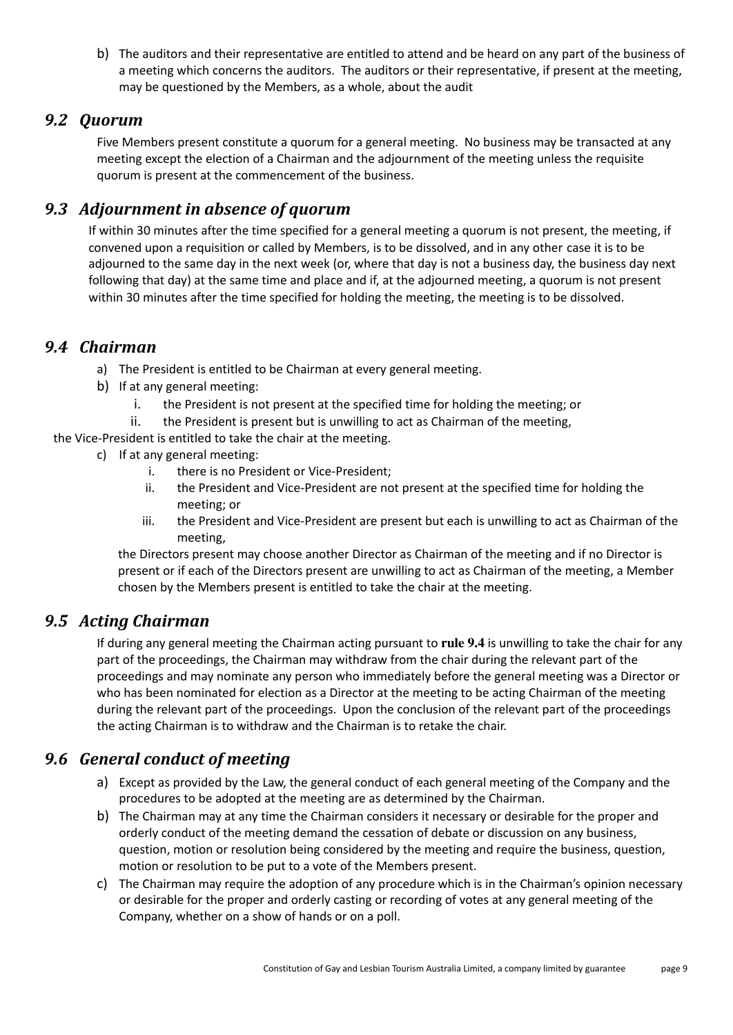b) The auditors and their representative are entitled to attend and be heard on any part of the business of a meeting which concerns the auditors. The auditors or their representative, if present at the meeting, may be questioned by the Members, as a whole, about the audit

## *9.2 Quorum*

Five Members present constitute a quorum for a general meeting. No business may be transacted at any meeting except the election of a Chairman and the adjournment of the meeting unless the requisite quorum is present at the commencement of the business.

## *9.3 Adjournment in absence of quorum*

If within 30 minutes after the time specified for a general meeting a quorum is not present, the meeting, if convened upon a requisition or called by Members, is to be dissolved, and in any other case it is to be adjourned to the same day in the next week (or, where that day is not a business day, the business day next following that day) at the same time and place and if, at the adjourned meeting, a quorum is not present within 30 minutes after the time specified for holding the meeting, the meeting is to be dissolved.

## *9.4 Chairman*

a) The President is entitled to be Chairman at every general meeting.

b) If at any general meeting:
   i. the President is not present at the specified time for holding the meeting; or
   ii. the President is present but is unwilling to act as Chairman of the meeting,

the Vice-President is entitled to take the chair at the meeting.

c) If at any general meeting:
   i. there is no President or Vice-President;
   ii. the President and Vice-President are not present at the specified time for holding the meeting; or
   iii. the President and Vice-President are present but each is unwilling to act as Chairman of the meeting,

   the Directors present may choose another Director as Chairman of the meeting and if no Director is present or if each of the Directors present are unwilling to act as Chairman of the meeting, a Member chosen by the Members present is entitled to take the chair at the meeting.

## *9.5 Acting Chairman*

If during any general meeting the Chairman acting pursuant to **rule 9.4** is unwilling to take the chair for any part of the proceedings, the Chairman may withdraw from the chair during the relevant part of the proceedings and may nominate any person who immediately before the general meeting was a Director or who has been nominated for election as a Director at the meeting to be acting Chairman of the meeting during the relevant part of the proceedings. Upon the conclusion of the relevant part of the proceedings the acting Chairman is to withdraw and the Chairman is to retake the chair.

## *9.6 General conduct of meeting*

a) Except as provided by the Law, the general conduct of each general meeting of the Company and the procedures to be adopted at the meeting are as determined by the Chairman.

b) The Chairman may at any time the Chairman considers it necessary or desirable for the proper and orderly conduct of the meeting demand the cessation of debate or discussion on any business, question, motion or resolution being considered by the meeting and require the business, question, motion or resolution to be put to a vote of the Members present.

c) The Chairman may require the adoption of any procedure which is in the Chairman's opinion necessary or desirable for the proper and orderly casting or recording of votes at any general meeting of the Company, whether on a show of hands or on a poll.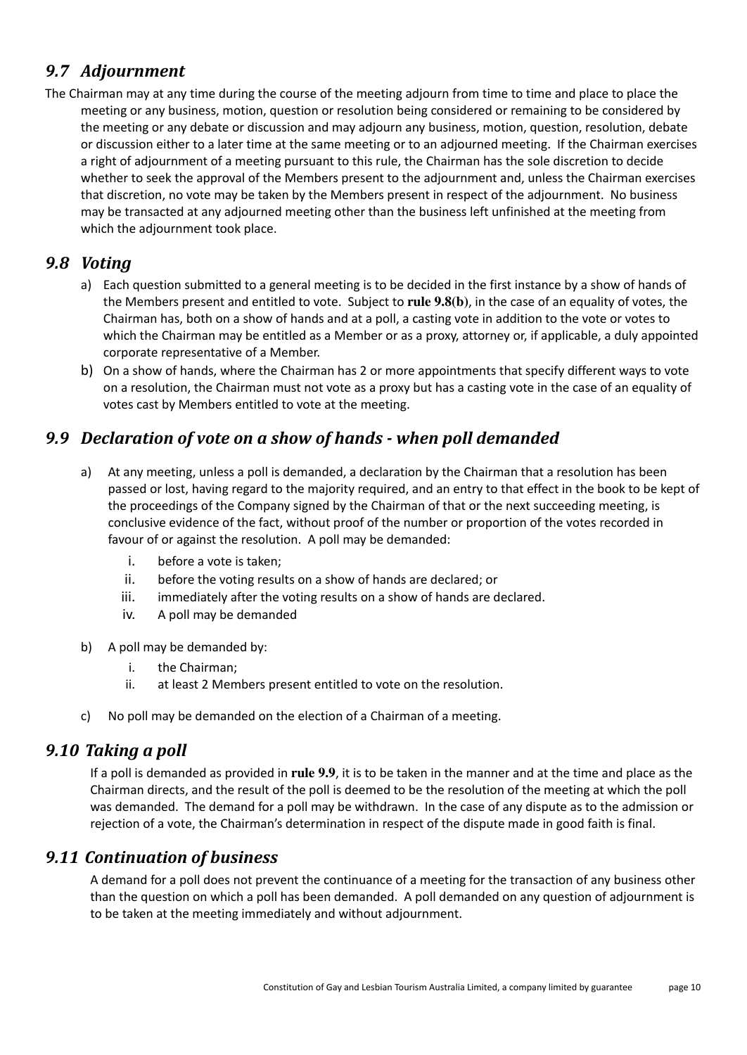## *9.7 Adjournment*

The Chairman may at any time during the course of the meeting adjourn from time to time and place to place the meeting or any business, motion, question or resolution being considered or remaining to be considered by the meeting or any debate or discussion and may adjourn any business, motion, question, resolution, debate or discussion either to a later time at the same meeting or to an adjourned meeting. If the Chairman exercises a right of adjournment of a meeting pursuant to this rule, the Chairman has the sole discretion to decide whether to seek the approval of the Members present to the adjournment and, unless the Chairman exercises that discretion, no vote may be taken by the Members present in respect of the adjournment. No business may be transacted at any adjourned meeting other than the business left unfinished at the meeting from which the adjournment took place.

## *9.8 Voting*

a) Each question submitted to a general meeting is to be decided in the first instance by a show of hands of the Members present and entitled to vote. Subject to **rule 9.8(b)**, in the case of an equality of votes, the Chairman has, both on a show of hands and at a poll, a casting vote in addition to the vote or votes to which the Chairman may be entitled as a Member or as a proxy, attorney or, if applicable, a duly appointed corporate representative of a Member.

b) On a show of hands, where the Chairman has 2 or more appointments that specify different ways to vote on a resolution, the Chairman must not vote as a proxy but has a casting vote in the case of an equality of votes cast by Members entitled to vote at the meeting.

## *9.9 Declaration of vote on a show of hands - when poll demanded*

a) At any meeting, unless a poll is demanded, a declaration by the Chairman that a resolution has been passed or lost, having regard to the majority required, and an entry to that effect in the book to be kept of the proceedings of the Company signed by the Chairman of that or the next succeeding meeting, is conclusive evidence of the fact, without proof of the number or proportion of the votes recorded in favour of or against the resolution. A poll may be demanded:

   i. before a vote is taken;
   ii. before the voting results on a show of hands are declared; or
   iii. immediately after the voting results on a show of hands are declared.
   iv. A poll may be demanded

b) A poll may be demanded by:

   i. the Chairman;
   ii. at least 2 Members present entitled to vote on the resolution.

c) No poll may be demanded on the election of a Chairman of a meeting.

## *9.10 Taking a poll*

If a poll is demanded as provided in **rule 9.9**, it is to be taken in the manner and at the time and place as the Chairman directs, and the result of the poll is deemed to be the resolution of the meeting at which the poll was demanded. The demand for a poll may be withdrawn. In the case of any dispute as to the admission or rejection of a vote, the Chairman's determination in respect of the dispute made in good faith is final.

## *9.11 Continuation of business*

A demand for a poll does not prevent the continuance of a meeting for the transaction of any business other than the question on which a poll has been demanded. A poll demanded on any question of adjournment is to be taken at the meeting immediately and without adjournment.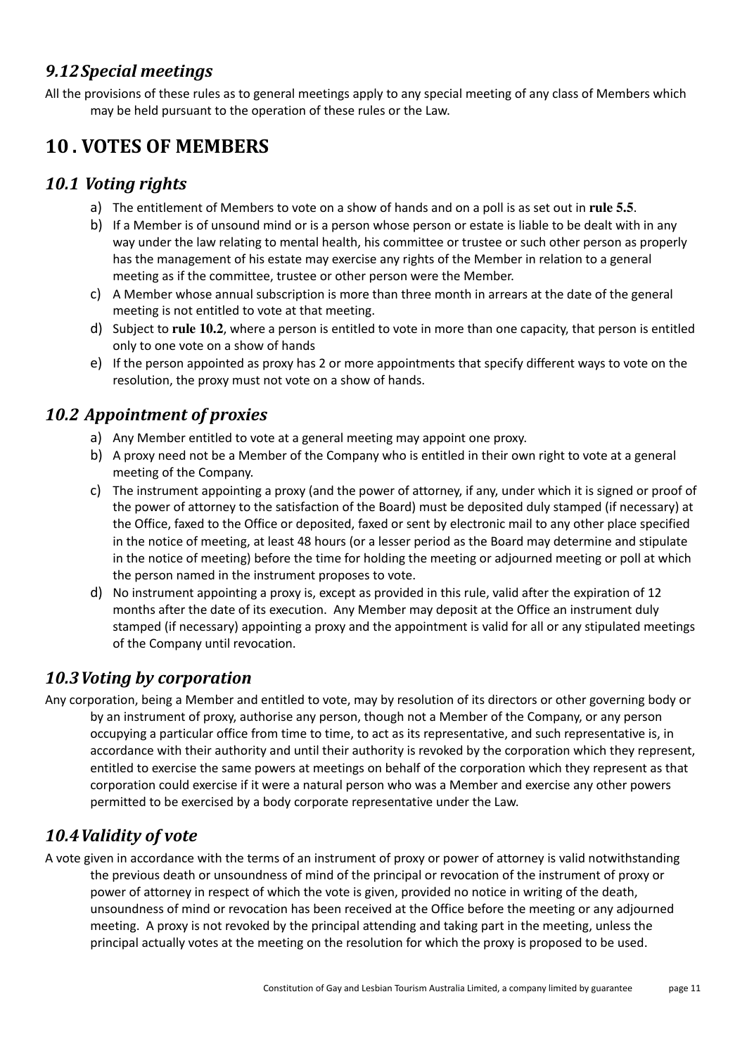### *9.12 Special meetings*

All the provisions of these rules as to general meetings apply to any special meeting of any class of Members which may be held pursuant to the operation of these rules or the Law.

## 10 . VOTES OF MEMBERS

### *10.1 Voting rights*

a) The entitlement of Members to vote on a show of hands and on a poll is as set out in **rule 5.5**.

b) If a Member is of unsound mind or is a person whose person or estate is liable to be dealt with in any way under the law relating to mental health, his committee or trustee or such other person as properly has the management of his estate may exercise any rights of the Member in relation to a general meeting as if the committee, trustee or other person were the Member.

c) A Member whose annual subscription is more than three month in arrears at the date of the general meeting is not entitled to vote at that meeting.

d) Subject to **rule 10.2**, where a person is entitled to vote in more than one capacity, that person is entitled only to one vote on a show of hands

e) If the person appointed as proxy has 2 or more appointments that specify different ways to vote on the resolution, the proxy must not vote on a show of hands.

### *10.2 Appointment of proxies*

a) Any Member entitled to vote at a general meeting may appoint one proxy.

b) A proxy need not be a Member of the Company who is entitled in their own right to vote at a general meeting of the Company.

c) The instrument appointing a proxy (and the power of attorney, if any, under which it is signed or proof of the power of attorney to the satisfaction of the Board) must be deposited duly stamped (if necessary) at the Office, faxed to the Office or deposited, faxed or sent by electronic mail to any other place specified in the notice of meeting, at least 48 hours (or a lesser period as the Board may determine and stipulate in the notice of meeting) before the time for holding the meeting or adjourned meeting or poll at which the person named in the instrument proposes to vote.

d) No instrument appointing a proxy is, except as provided in this rule, valid after the expiration of 12 months after the date of its execution. Any Member may deposit at the Office an instrument duly stamped (if necessary) appointing a proxy and the appointment is valid for all or any stipulated meetings of the Company until revocation.

### *10.3 Voting by corporation*

Any corporation, being a Member and entitled to vote, may by resolution of its directors or other governing body or by an instrument of proxy, authorise any person, though not a Member of the Company, or any person occupying a particular office from time to time, to act as its representative, and such representative is, in accordance with their authority and until their authority is revoked by the corporation which they represent, entitled to exercise the same powers at meetings on behalf of the corporation which they represent as that corporation could exercise if it were a natural person who was a Member and exercise any other powers permitted to be exercised by a body corporate representative under the Law.

### *10.4 Validity of vote*

A vote given in accordance with the terms of an instrument of proxy or power of attorney is valid notwithstanding the previous death or unsoundness of mind of the principal or revocation of the instrument of proxy or power of attorney in respect of which the vote is given, provided no notice in writing of the death, unsoundness of mind or revocation has been received at the Office before the meeting or any adjourned meeting. A proxy is not revoked by the principal attending and taking part in the meeting, unless the principal actually votes at the meeting on the resolution for which the proxy is proposed to be used.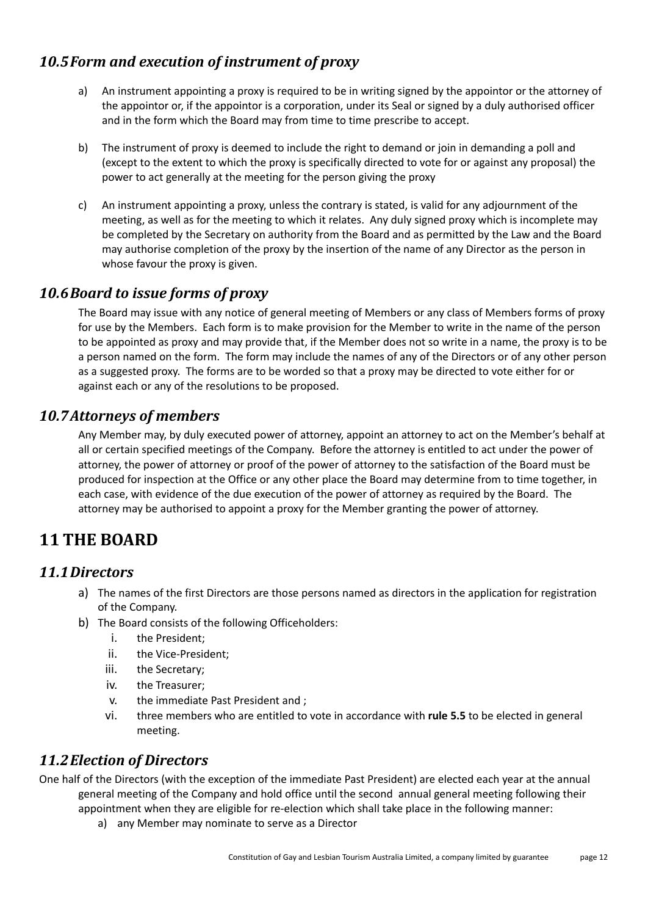## *10.5 Form and execution of instrument of proxy*

a) An instrument appointing a proxy is required to be in writing signed by the appointor or the attorney of the appointor or, if the appointor is a corporation, under its Seal or signed by a duly authorised officer and in the form which the Board may from time to time prescribe to accept.

b) The instrument of proxy is deemed to include the right to demand or join in demanding a poll and (except to the extent to which the proxy is specifically directed to vote for or against any proposal) the power to act generally at the meeting for the person giving the proxy

c) An instrument appointing a proxy, unless the contrary is stated, is valid for any adjournment of the meeting, as well as for the meeting to which it relates. Any duly signed proxy which is incomplete may be completed by the Secretary on authority from the Board and as permitted by the Law and the Board may authorise completion of the proxy by the insertion of the name of any Director as the person in whose favour the proxy is given.

## *10.6 Board to issue forms of proxy*

The Board may issue with any notice of general meeting of Members or any class of Members forms of proxy for use by the Members. Each form is to make provision for the Member to write in the name of the person to be appointed as proxy and may provide that, if the Member does not so write in a name, the proxy is to be a person named on the form. The form may include the names of any of the Directors or of any other person as a suggested proxy. The forms are to be worded so that a proxy may be directed to vote either for or against each or any of the resolutions to be proposed.

## *10.7 Attorneys of members*

Any Member may, by duly executed power of attorney, appoint an attorney to act on the Member's behalf at all or certain specified meetings of the Company. Before the attorney is entitled to act under the power of attorney, the power of attorney or proof of the power of attorney to the satisfaction of the Board must be produced for inspection at the Office or any other place the Board may determine from to time together, in each case, with evidence of the due execution of the power of attorney as required by the Board. The attorney may be authorised to appoint a proxy for the Member granting the power of attorney.

# 11 THE BOARD

## *11.1 Directors*

a) The names of the first Directors are those persons named as directors in the application for registration of the Company.

b) The Board consists of the following Officeholders:
   i. the President;
   ii. the Vice-President;
   iii. the Secretary;
   iv. the Treasurer;
   v. the immediate Past President and ;
   vi. three members who are entitled to vote in accordance with **rule 5.5** to be elected in general meeting.

## *11.2 Election of Directors*

One half of the Directors (with the exception of the immediate Past President) are elected each year at the annual general meeting of the Company and hold office until the second annual general meeting following their appointment when they are eligible for re-election which shall take place in the following manner:

a) any Member may nominate to serve as a Director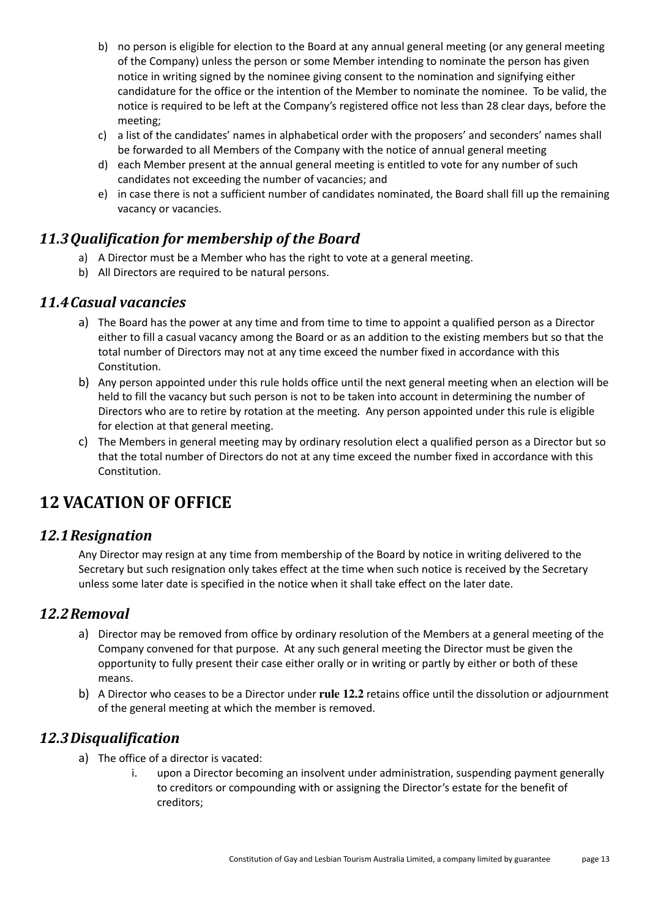b) no person is eligible for election to the Board at any annual general meeting (or any general meeting of the Company) unless the person or some Member intending to nominate the person has given notice in writing signed by the nominee giving consent to the nomination and signifying either candidature for the office or the intention of the Member to nominate the nominee. To be valid, the notice is required to be left at the Company's registered office not less than 28 clear days, before the meeting;
c) a list of the candidates' names in alphabetical order with the proposers' and seconders' names shall be forwarded to all Members of the Company with the notice of annual general meeting
d) each Member present at the annual general meeting is entitled to vote for any number of such candidates not exceeding the number of vacancies; and
e) in case there is not a sufficient number of candidates nominated, the Board shall fill up the remaining vacancy or vacancies.

## *11.3 Qualification for membership of the Board*

a) A Director must be a Member who has the right to vote at a general meeting.
b) All Directors are required to be natural persons.

## *11.4 Casual vacancies*

a) The Board has the power at any time and from time to time to appoint a qualified person as a Director either to fill a casual vacancy among the Board or as an addition to the existing members but so that the total number of Directors may not at any time exceed the number fixed in accordance with this Constitution.
b) Any person appointed under this rule holds office until the next general meeting when an election will be held to fill the vacancy but such person is not to be taken into account in determining the number of Directors who are to retire by rotation at the meeting. Any person appointed under this rule is eligible for election at that general meeting.
c) The Members in general meeting may by ordinary resolution elect a qualified person as a Director but so that the total number of Directors do not at any time exceed the number fixed in accordance with this Constitution.

# 12 VACATION OF OFFICE

## *12.1 Resignation*

Any Director may resign at any time from membership of the Board by notice in writing delivered to the Secretary but such resignation only takes effect at the time when such notice is received by the Secretary unless some later date is specified in the notice when it shall take effect on the later date.

## *12.2 Removal*

a) Director may be removed from office by ordinary resolution of the Members at a general meeting of the Company convened for that purpose. At any such general meeting the Director must be given the opportunity to fully present their case either orally or in writing or partly by either or both of these means.
b) A Director who ceases to be a Director under **rule 12.2** retains office until the dissolution or adjournment of the general meeting at which the member is removed.

## *12.3 Disqualification*

a) The office of a director is vacated:
   i. upon a Director becoming an insolvent under administration, suspending payment generally to creditors or compounding with or assigning the Director's estate for the benefit of creditors;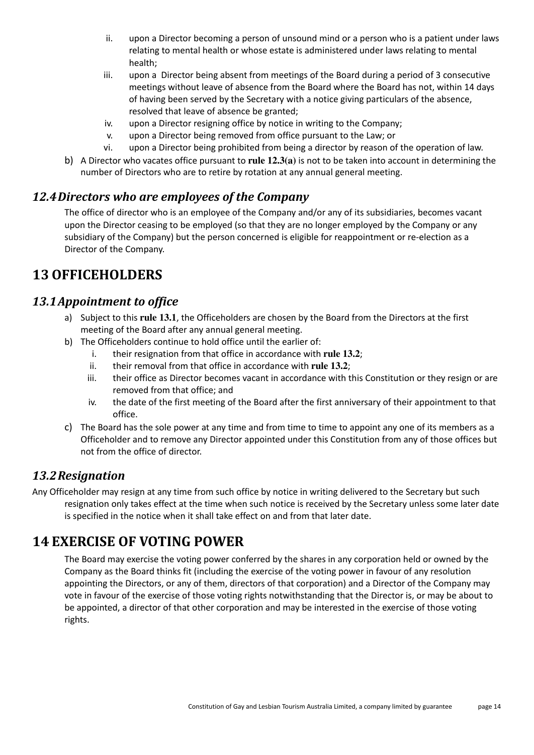ii. upon a Director becoming a person of unsound mind or a person who is a patient under laws relating to mental health or whose estate is administered under laws relating to mental health;
   iii. upon a Director being absent from meetings of the Board during a period of 3 consecutive meetings without leave of absence from the Board where the Board has not, within 14 days of having been served by the Secretary with a notice giving particulars of the absence, resolved that leave of absence be granted;
   iv. upon a Director resigning office by notice in writing to the Company;
   v. upon a Director being removed from office pursuant to the Law; or
   vi. upon a Director being prohibited from being a director by reason of the operation of law.

b) A Director who vacates office pursuant to **rule 12.3(a)** is not to be taken into account in determining the number of Directors who are to retire by rotation at any annual general meeting.

## *12.4 Directors who are employees of the Company*

The office of director who is an employee of the Company and/or any of its subsidiaries, becomes vacant upon the Director ceasing to be employed (so that they are no longer employed by the Company or any subsidiary of the Company) but the person concerned is eligible for reappointment or re-election as a Director of the Company.

# 13 OFFICEHOLDERS

## *13.1 Appointment to office*

a) Subject to this **rule 13.1**, the Officeholders are chosen by the Board from the Directors at the first meeting of the Board after any annual general meeting.

b) The Officeholders continue to hold office until the earlier of:
   i. their resignation from that office in accordance with **rule 13.2**;
   ii. their removal from that office in accordance with **rule 13.2**;
   iii. their office as Director becomes vacant in accordance with this Constitution or they resign or are removed from that office; and
   iv. the date of the first meeting of the Board after the first anniversary of their appointment to that office.

c) The Board has the sole power at any time and from time to time to appoint any one of its members as a Officeholder and to remove any Director appointed under this Constitution from any of those offices but not from the office of director.

## *13.2 Resignation*

Any Officeholder may resign at any time from such office by notice in writing delivered to the Secretary but such resignation only takes effect at the time when such notice is received by the Secretary unless some later date is specified in the notice when it shall take effect on and from that later date.

# 14 EXERCISE OF VOTING POWER

The Board may exercise the voting power conferred by the shares in any corporation held or owned by the Company as the Board thinks fit (including the exercise of the voting power in favour of any resolution appointing the Directors, or any of them, directors of that corporation) and a Director of the Company may vote in favour of the exercise of those voting rights notwithstanding that the Director is, or may be about to be appointed, a director of that other corporation and may be interested in the exercise of those voting rights.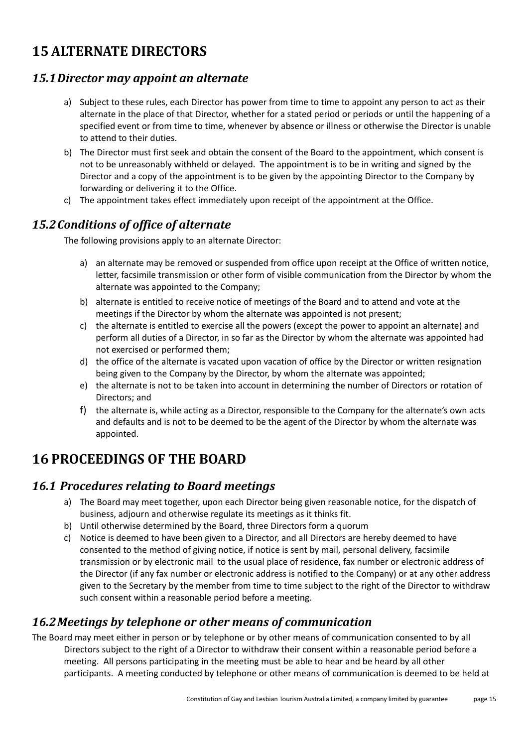# 15 ALTERNATE DIRECTORS

## *15.1 Director may appoint an alternate*

a) Subject to these rules, each Director has power from time to time to appoint any person to act as their alternate in the place of that Director, whether for a stated period or periods or until the happening of a specified event or from time to time, whenever by absence or illness or otherwise the Director is unable to attend to their duties.

b) The Director must first seek and obtain the consent of the Board to the appointment, which consent is not to be unreasonably withheld or delayed. The appointment is to be in writing and signed by the Director and a copy of the appointment is to be given by the appointing Director to the Company by forwarding or delivering it to the Office.

c) The appointment takes effect immediately upon receipt of the appointment at the Office.

## *15.2 Conditions of office of alternate*

The following provisions apply to an alternate Director:

a) an alternate may be removed or suspended from office upon receipt at the Office of written notice, letter, facsimile transmission or other form of visible communication from the Director by whom the alternate was appointed to the Company;

b) alternate is entitled to receive notice of meetings of the Board and to attend and vote at the meetings if the Director by whom the alternate was appointed is not present;

c) the alternate is entitled to exercise all the powers (except the power to appoint an alternate) and perform all duties of a Director, in so far as the Director by whom the alternate was appointed had not exercised or performed them;

d) the office of the alternate is vacated upon vacation of office by the Director or written resignation being given to the Company by the Director, by whom the alternate was appointed;

e) the alternate is not to be taken into account in determining the number of Directors or rotation of Directors; and

f) the alternate is, while acting as a Director, responsible to the Company for the alternate's own acts and defaults and is not to be deemed to be the agent of the Director by whom the alternate was appointed.

# 16 PROCEEDINGS OF THE BOARD

## *16.1 Procedures relating to Board meetings*

a) The Board may meet together, upon each Director being given reasonable notice, for the dispatch of business, adjourn and otherwise regulate its meetings as it thinks fit.

b) Until otherwise determined by the Board, three Directors form a quorum

c) Notice is deemed to have been given to a Director, and all Directors are hereby deemed to have consented to the method of giving notice, if notice is sent by mail, personal delivery, facsimile transmission or by electronic mail to the usual place of residence, fax number or electronic address of the Director (if any fax number or electronic address is notified to the Company) or at any other address given to the Secretary by the member from time to time subject to the right of the Director to withdraw such consent within a reasonable period before a meeting.

## *16.2 Meetings by telephone or other means of communication*

The Board may meet either in person or by telephone or by other means of communication consented to by all Directors subject to the right of a Director to withdraw their consent within a reasonable period before a meeting. All persons participating in the meeting must be able to hear and be heard by all other participants. A meeting conducted by telephone or other means of communication is deemed to be held at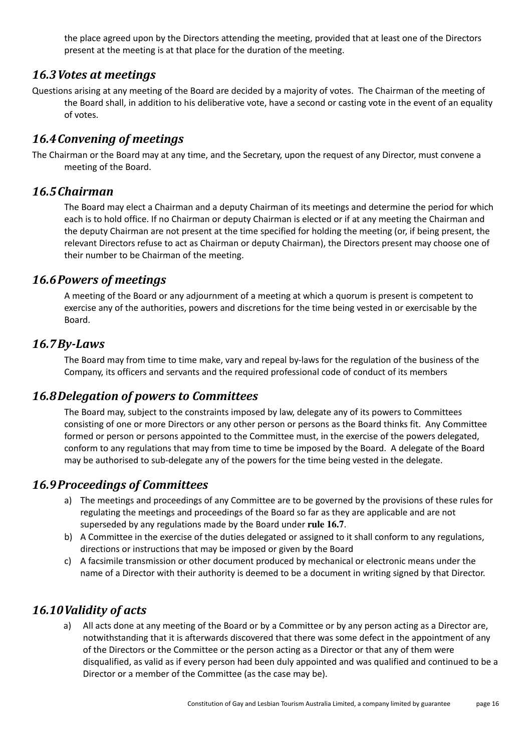the place agreed upon by the Directors attending the meeting, provided that at least one of the Directors present at the meeting is at that place for the duration of the meeting.

## *16.3 Votes at meetings*

Questions arising at any meeting of the Board are decided by a majority of votes. The Chairman of the meeting of the Board shall, in addition to his deliberative vote, have a second or casting vote in the event of an equality of votes.

## *16.4 Convening of meetings*

The Chairman or the Board may at any time, and the Secretary, upon the request of any Director, must convene a meeting of the Board.

## *16.5 Chairman*

The Board may elect a Chairman and a deputy Chairman of its meetings and determine the period for which each is to hold office. If no Chairman or deputy Chairman is elected or if at any meeting the Chairman and the deputy Chairman are not present at the time specified for holding the meeting (or, if being present, the relevant Directors refuse to act as Chairman or deputy Chairman), the Directors present may choose one of their number to be Chairman of the meeting.

## *16.6 Powers of meetings*

A meeting of the Board or any adjournment of a meeting at which a quorum is present is competent to exercise any of the authorities, powers and discretions for the time being vested in or exercisable by the Board.

## *16.7 By-Laws*

The Board may from time to time make, vary and repeal by-laws for the regulation of the business of the Company, its officers and servants and the required professional code of conduct of its members

## *16.8 Delegation of powers to Committees*

The Board may, subject to the constraints imposed by law, delegate any of its powers to Committees consisting of one or more Directors or any other person or persons as the Board thinks fit. Any Committee formed or person or persons appointed to the Committee must, in the exercise of the powers delegated, conform to any regulations that may from time to time be imposed by the Board. A delegate of the Board may be authorised to sub-delegate any of the powers for the time being vested in the delegate.

## *16.9 Proceedings of Committees*

a) The meetings and proceedings of any Committee are to be governed by the provisions of these rules for regulating the meetings and proceedings of the Board so far as they are applicable and are not superseded by any regulations made by the Board under **rule 16.7**.
b) A Committee in the exercise of the duties delegated or assigned to it shall conform to any regulations, directions or instructions that may be imposed or given by the Board
c) A facsimile transmission or other document produced by mechanical or electronic means under the name of a Director with their authority is deemed to be a document in writing signed by that Director.

## *16.10 Validity of acts*

a) All acts done at any meeting of the Board or by a Committee or by any person acting as a Director are, notwithstanding that it is afterwards discovered that there was some defect in the appointment of any of the Directors or the Committee or the person acting as a Director or that any of them were disqualified, as valid as if every person had been duly appointed and was qualified and continued to be a Director or a member of the Committee (as the case may be).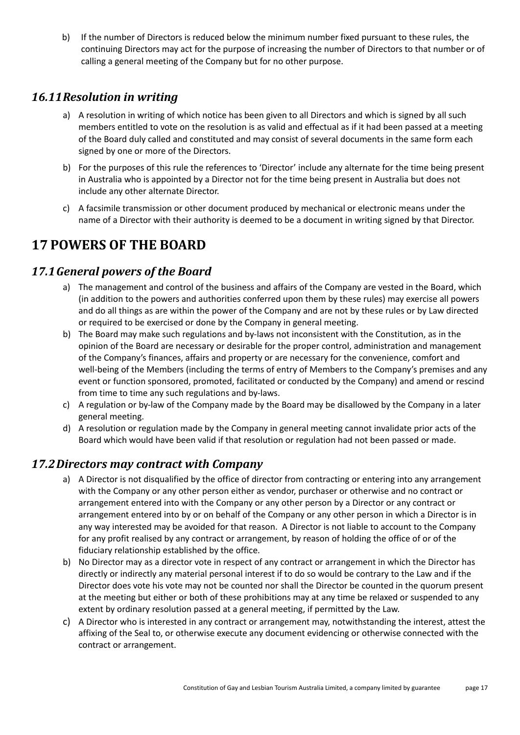b) If the number of Directors is reduced below the minimum number fixed pursuant to these rules, the continuing Directors may act for the purpose of increasing the number of Directors to that number or of calling a general meeting of the Company but for no other purpose.

### *16.11 Resolution in writing*

a) A resolution in writing of which notice has been given to all Directors and which is signed by all such members entitled to vote on the resolution is as valid and effectual as if it had been passed at a meeting of the Board duly called and constituted and may consist of several documents in the same form each signed by one or more of the Directors.

b) For the purposes of this rule the references to 'Director' include any alternate for the time being present in Australia who is appointed by a Director not for the time being present in Australia but does not include any other alternate Director.

c) A facsimile transmission or other document produced by mechanical or electronic means under the name of a Director with their authority is deemed to be a document in writing signed by that Director.

## 17 POWERS OF THE BOARD

### *17.1 General powers of the Board*

a) The management and control of the business and affairs of the Company are vested in the Board, which (in addition to the powers and authorities conferred upon them by these rules) may exercise all powers and do all things as are within the power of the Company and are not by these rules or by Law directed or required to be exercised or done by the Company in general meeting.

b) The Board may make such regulations and by-laws not inconsistent with the Constitution, as in the opinion of the Board are necessary or desirable for the proper control, administration and management of the Company's finances, affairs and property or are necessary for the convenience, comfort and well-being of the Members (including the terms of entry of Members to the Company's premises and any event or function sponsored, promoted, facilitated or conducted by the Company) and amend or rescind from time to time any such regulations and by-laws.

c) A regulation or by-law of the Company made by the Board may be disallowed by the Company in a later general meeting.

d) A resolution or regulation made by the Company in general meeting cannot invalidate prior acts of the Board which would have been valid if that resolution or regulation had not been passed or made.

### *17.2 Directors may contract with Company*

a) A Director is not disqualified by the office of director from contracting or entering into any arrangement with the Company or any other person either as vendor, purchaser or otherwise and no contract or arrangement entered into with the Company or any other person by a Director or any contract or arrangement entered into by or on behalf of the Company or any other person in which a Director is in any way interested may be avoided for that reason. A Director is not liable to account to the Company for any profit realised by any contract or arrangement, by reason of holding the office of or of the fiduciary relationship established by the office.

b) No Director may as a director vote in respect of any contract or arrangement in which the Director has directly or indirectly any material personal interest if to do so would be contrary to the Law and if the Director does vote his vote may not be counted nor shall the Director be counted in the quorum present at the meeting but either or both of these prohibitions may at any time be relaxed or suspended to any extent by ordinary resolution passed at a general meeting, if permitted by the Law.

c) A Director who is interested in any contract or arrangement may, notwithstanding the interest, attest the affixing of the Seal to, or otherwise execute any document evidencing or otherwise connected with the contract or arrangement.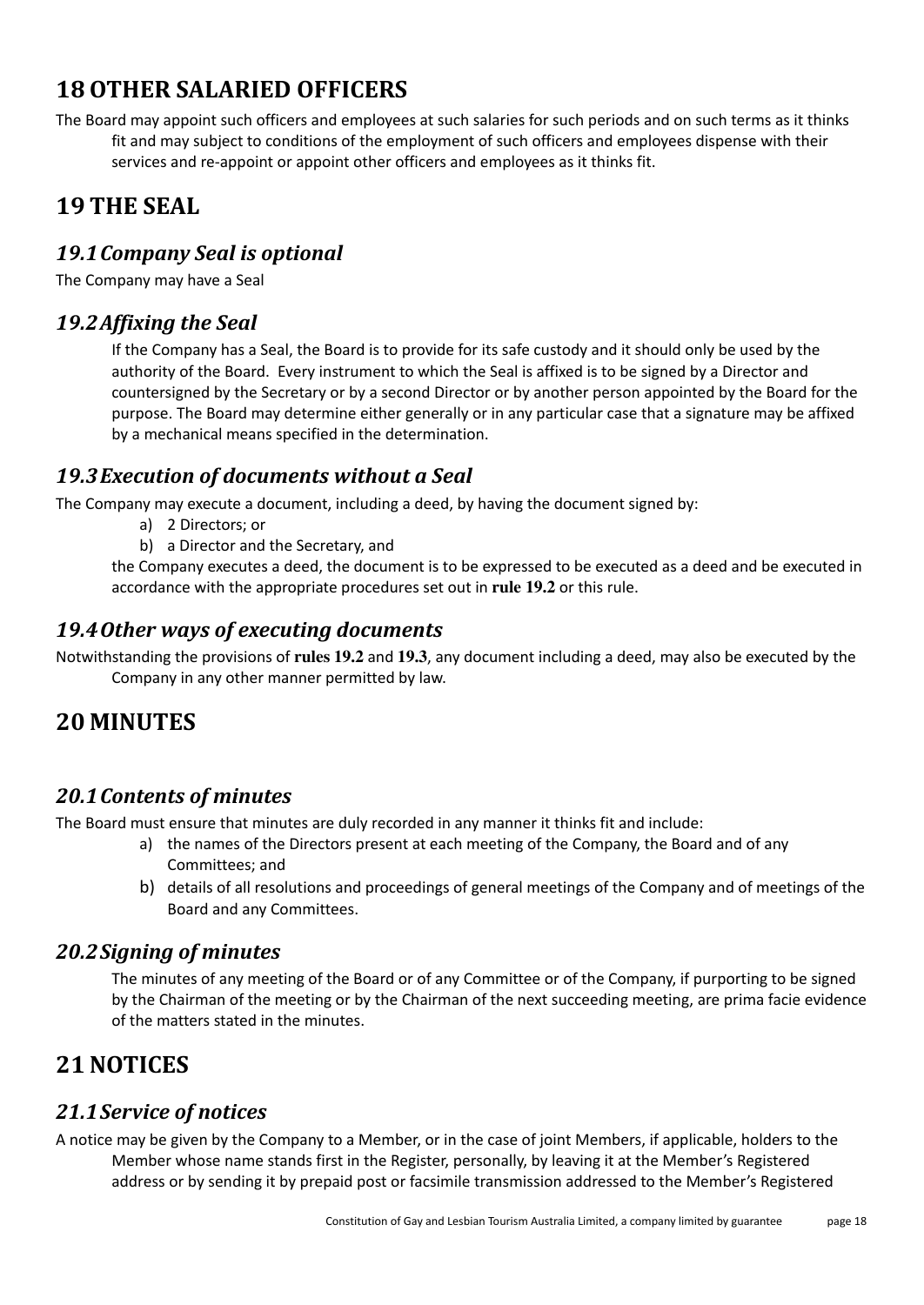# 18 OTHER SALARIED OFFICERS

The Board may appoint such officers and employees at such salaries for such periods and on such terms as it thinks fit and may subject to conditions of the employment of such officers and employees dispense with their services and re-appoint or appoint other officers and employees as it thinks fit.

# 19 THE SEAL

## *19.1 Company Seal is optional*

The Company may have a Seal

## *19.2 Affixing the Seal*

If the Company has a Seal, the Board is to provide for its safe custody and it should only be used by the authority of the Board. Every instrument to which the Seal is affixed is to be signed by a Director and countersigned by the Secretary or by a second Director or by another person appointed by the Board for the purpose. The Board may determine either generally or in any particular case that a signature may be affixed by a mechanical means specified in the determination.

## *19.3 Execution of documents without a Seal*

The Company may execute a document, including a deed, by having the document signed by:

a) 2 Directors; or
b) a Director and the Secretary, and

the Company executes a deed, the document is to be expressed to be executed as a deed and be executed in accordance with the appropriate procedures set out in **rule 19.2** or this rule.

## *19.4 Other ways of executing documents*

Notwithstanding the provisions of **rules 19.2** and **19.3**, any document including a deed, may also be executed by the Company in any other manner permitted by law.

# 20 MINUTES

## *20.1 Contents of minutes*

The Board must ensure that minutes are duly recorded in any manner it thinks fit and include:

a) the names of the Directors present at each meeting of the Company, the Board and of any Committees; and
b) details of all resolutions and proceedings of general meetings of the Company and of meetings of the Board and any Committees.

## *20.2 Signing of minutes*

The minutes of any meeting of the Board or of any Committee or of the Company, if purporting to be signed by the Chairman of the meeting or by the Chairman of the next succeeding meeting, are prima facie evidence of the matters stated in the minutes.

# 21 NOTICES

## *21.1 Service of notices*

A notice may be given by the Company to a Member, or in the case of joint Members, if applicable, holders to the Member whose name stands first in the Register, personally, by leaving it at the Member's Registered address or by sending it by prepaid post or facsimile transmission addressed to the Member's Registered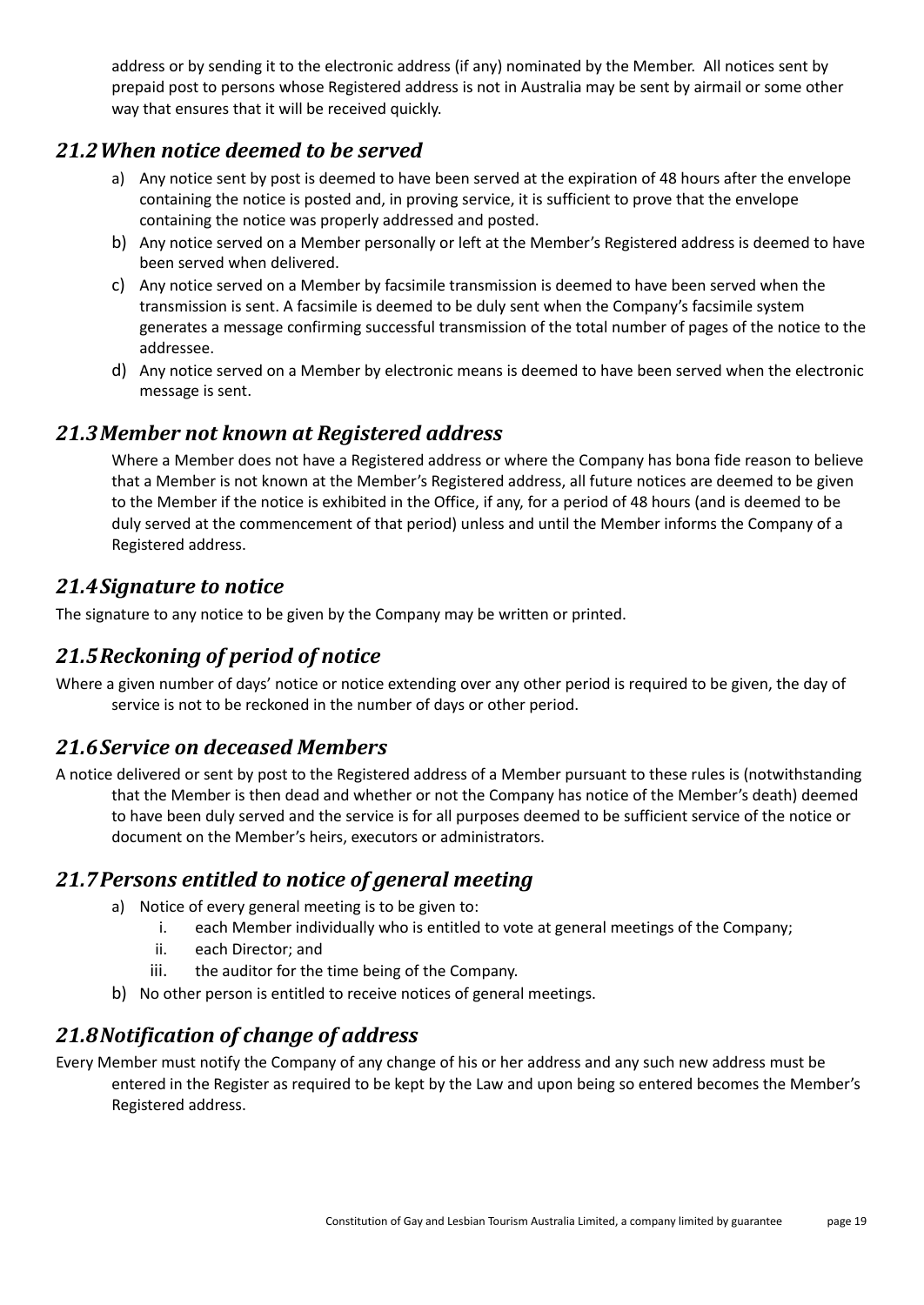address or by sending it to the electronic address (if any) nominated by the Member. All notices sent by prepaid post to persons whose Registered address is not in Australia may be sent by airmail or some other way that ensures that it will be received quickly.

## *21.2 When notice deemed to be served*

a) Any notice sent by post is deemed to have been served at the expiration of 48 hours after the envelope containing the notice is posted and, in proving service, it is sufficient to prove that the envelope containing the notice was properly addressed and posted.
b) Any notice served on a Member personally or left at the Member's Registered address is deemed to have been served when delivered.
c) Any notice served on a Member by facsimile transmission is deemed to have been served when the transmission is sent. A facsimile is deemed to be duly sent when the Company's facsimile system generates a message confirming successful transmission of the total number of pages of the notice to the addressee.
d) Any notice served on a Member by electronic means is deemed to have been served when the electronic message is sent.

## *21.3 Member not known at Registered address*

Where a Member does not have a Registered address or where the Company has bona fide reason to believe that a Member is not known at the Member's Registered address, all future notices are deemed to be given to the Member if the notice is exhibited in the Office, if any, for a period of 48 hours (and is deemed to be duly served at the commencement of that period) unless and until the Member informs the Company of a Registered address.

## *21.4 Signature to notice*

The signature to any notice to be given by the Company may be written or printed.

## *21.5 Reckoning of period of notice*

Where a given number of days' notice or notice extending over any other period is required to be given, the day of service is not to be reckoned in the number of days or other period.

## *21.6 Service on deceased Members*

A notice delivered or sent by post to the Registered address of a Member pursuant to these rules is (notwithstanding that the Member is then dead and whether or not the Company has notice of the Member's death) deemed to have been duly served and the service is for all purposes deemed to be sufficient service of the notice or document on the Member's heirs, executors or administrators.

## *21.7 Persons entitled to notice of general meeting*

a) Notice of every general meeting is to be given to:
    i. each Member individually who is entitled to vote at general meetings of the Company;
    ii. each Director; and
    iii. the auditor for the time being of the Company.
b) No other person is entitled to receive notices of general meetings.

## *21.8 Notification of change of address*

Every Member must notify the Company of any change of his or her address and any such new address must be entered in the Register as required to be kept by the Law and upon being so entered becomes the Member's Registered address.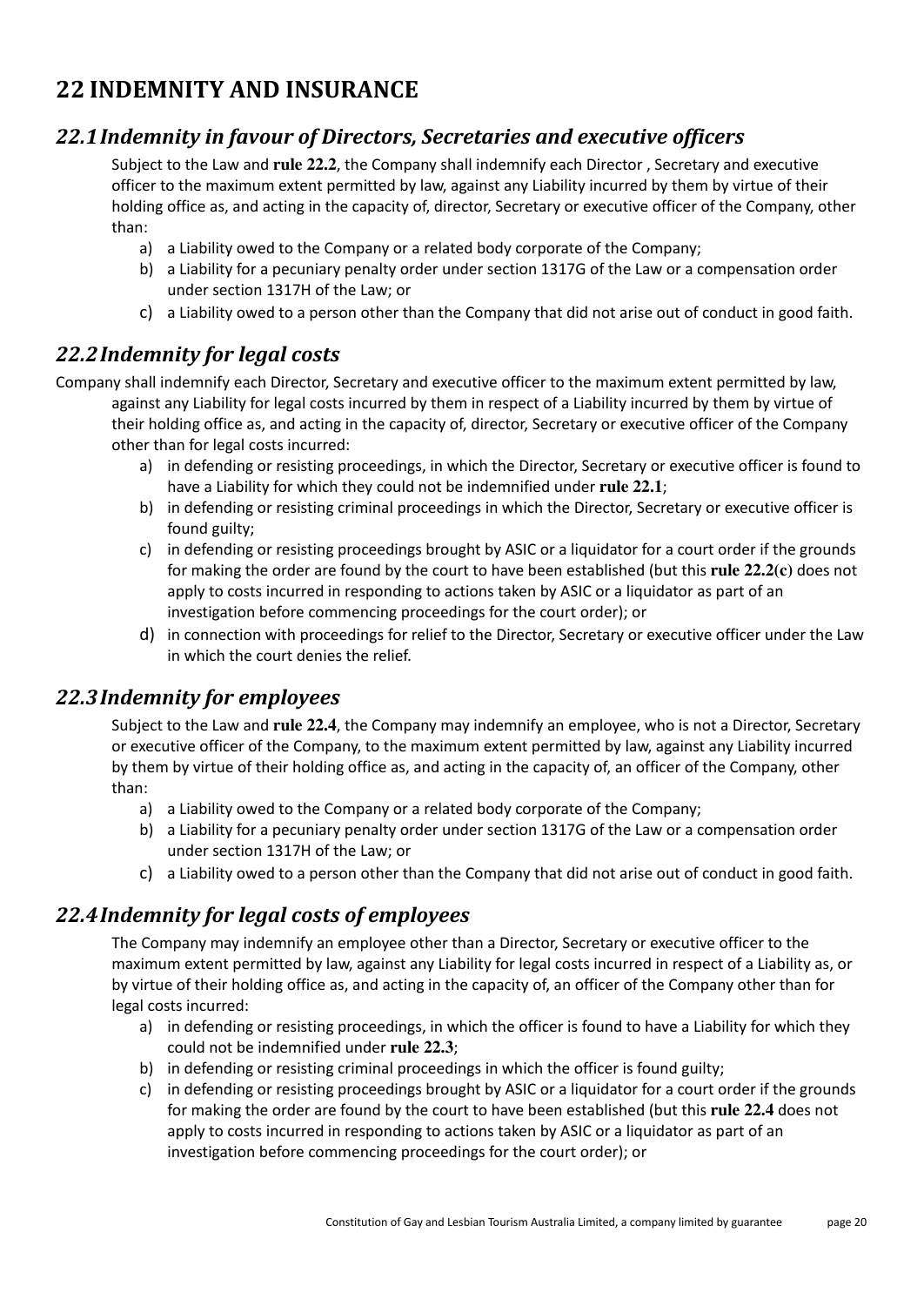## 22 INDEMNITY AND INSURANCE

### *22.1 Indemnity in favour of Directors, Secretaries and executive officers*

Subject to the Law and **rule 22.2**, the Company shall indemnify each Director , Secretary and executive officer to the maximum extent permitted by law, against any Liability incurred by them by virtue of their holding office as, and acting in the capacity of, director, Secretary or executive officer of the Company, other than:

a) a Liability owed to the Company or a related body corporate of the Company;
b) a Liability for a pecuniary penalty order under section 1317G of the Law or a compensation order under section 1317H of the Law; or
c) a Liability owed to a person other than the Company that did not arise out of conduct in good faith.

### *22.2 Indemnity for legal costs*

Company shall indemnify each Director, Secretary and executive officer to the maximum extent permitted by law, against any Liability for legal costs incurred by them in respect of a Liability incurred by them by virtue of their holding office as, and acting in the capacity of, director, Secretary or executive officer of the Company other than for legal costs incurred:

a) in defending or resisting proceedings, in which the Director, Secretary or executive officer is found to have a Liability for which they could not be indemnified under **rule 22.1**;
b) in defending or resisting criminal proceedings in which the Director, Secretary or executive officer is found guilty;
c) in defending or resisting proceedings brought by ASIC or a liquidator for a court order if the grounds for making the order are found by the court to have been established (but this **rule 22.2(c)** does not apply to costs incurred in responding to actions taken by ASIC or a liquidator as part of an investigation before commencing proceedings for the court order); or
d) in connection with proceedings for relief to the Director, Secretary or executive officer under the Law in which the court denies the relief.

### *22.3 Indemnity for employees*

Subject to the Law and **rule 22.4**, the Company may indemnify an employee, who is not a Director, Secretary or executive officer of the Company, to the maximum extent permitted by law, against any Liability incurred by them by virtue of their holding office as, and acting in the capacity of, an officer of the Company, other than:

a) a Liability owed to the Company or a related body corporate of the Company;
b) a Liability for a pecuniary penalty order under section 1317G of the Law or a compensation order under section 1317H of the Law; or
c) a Liability owed to a person other than the Company that did not arise out of conduct in good faith.

### *22.4 Indemnity for legal costs of employees*

The Company may indemnify an employee other than a Director, Secretary or executive officer to the maximum extent permitted by law, against any Liability for legal costs incurred in respect of a Liability as, or by virtue of their holding office as, and acting in the capacity of, an officer of the Company other than for legal costs incurred:

a) in defending or resisting proceedings, in which the officer is found to have a Liability for which they could not be indemnified under **rule 22.3**;
b) in defending or resisting criminal proceedings in which the officer is found guilty;
c) in defending or resisting proceedings brought by ASIC or a liquidator for a court order if the grounds for making the order are found by the court to have been established (but this **rule 22.4** does not apply to costs incurred in responding to actions taken by ASIC or a liquidator as part of an investigation before commencing proceedings for the court order); or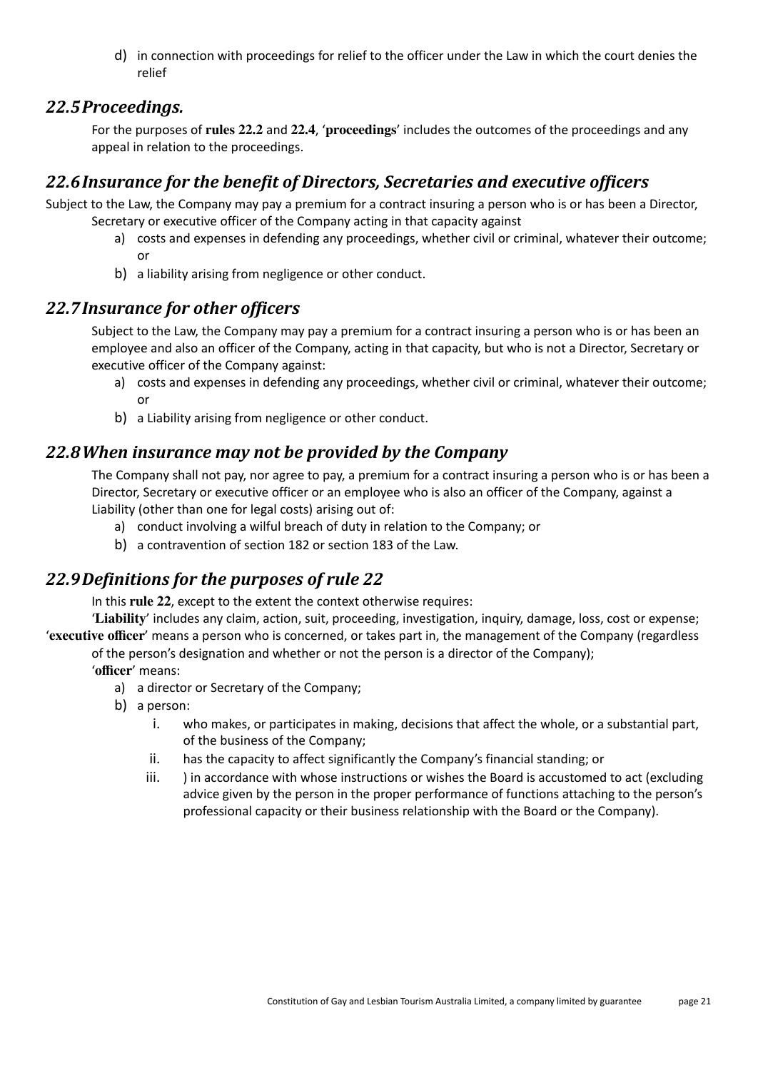d) in connection with proceedings for relief to the officer under the Law in which the court denies the relief

## *22.5 Proceedings.*

For the purposes of **rules 22.2** and **22.4**, '**proceedings**' includes the outcomes of the proceedings and any appeal in relation to the proceedings.

## *22.6 Insurance for the benefit of Directors, Secretaries and executive officers*

Subject to the Law, the Company may pay a premium for a contract insuring a person who is or has been a Director, Secretary or executive officer of the Company acting in that capacity against

a) costs and expenses in defending any proceedings, whether civil or criminal, whatever their outcome; or
b) a liability arising from negligence or other conduct.

## *22.7 Insurance for other officers*

Subject to the Law, the Company may pay a premium for a contract insuring a person who is or has been an employee and also an officer of the Company, acting in that capacity, but who is not a Director, Secretary or executive officer of the Company against:

a) costs and expenses in defending any proceedings, whether civil or criminal, whatever their outcome; or
b) a Liability arising from negligence or other conduct.

## *22.8 When insurance may not be provided by the Company*

The Company shall not pay, nor agree to pay, a premium for a contract insuring a person who is or has been a Director, Secretary or executive officer or an employee who is also an officer of the Company, against a Liability (other than one for legal costs) arising out of:

a) conduct involving a wilful breach of duty in relation to the Company; or
b) a contravention of section 182 or section 183 of the Law.

## *22.9 Definitions for the purposes of rule 22*

In this **rule 22**, except to the extent the context otherwise requires:

'**Liability**' includes any claim, action, suit, proceeding, investigation, inquiry, damage, loss, cost or expense;

'**executive officer**' means a person who is concerned, or takes part in, the management of the Company (regardless of the person's designation and whether or not the person is a director of the Company);

'**officer**' means:

a) a director or Secretary of the Company;
b) a person:
   i. who makes, or participates in making, decisions that affect the whole, or a substantial part, of the business of the Company;
   ii. has the capacity to affect significantly the Company's financial standing; or
   iii. ) in accordance with whose instructions or wishes the Board is accustomed to act (excluding advice given by the person in the proper performance of functions attaching to the person's professional capacity or their business relationship with the Board or the Company).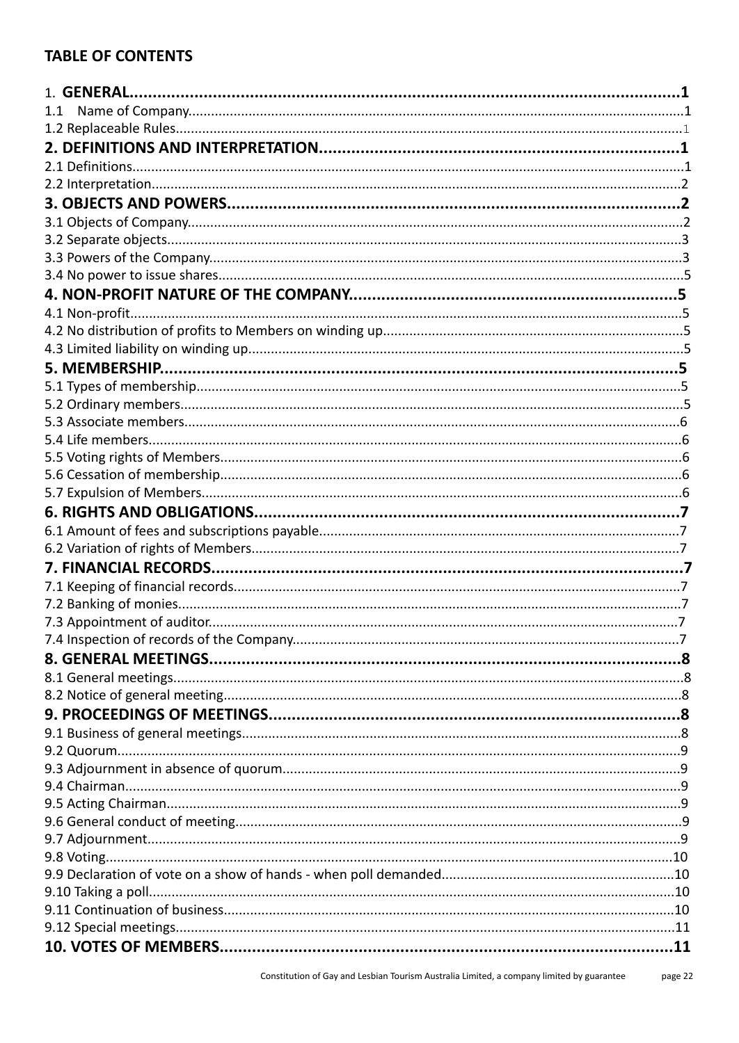## TABLE OF CONTENTS

| | |
|---|---|
| **1. GENERAL** | **1** |
| 1.1 Name of Company | 1 |
| 1.2 Replaceable Rules | 1 |
| **2. DEFINITIONS AND INTERPRETATION** | **1** |
| 2.1 Definitions | 1 |
| 2.2 Interpretation | 2 |
| **3. OBJECTS AND POWERS** | **2** |
| 3.1 Objects of Company | 2 |
| 3.2 Separate objects | 3 |
| 3.3 Powers of the Company | 3 |
| 3.4 No power to issue shares | 5 |
| **4. NON-PROFIT NATURE OF THE COMPANY** | **5** |
| 4.1 Non-profit | 5 |
| 4.2 No distribution of profits to Members on winding up | 5 |
| 4.3 Limited liability on winding up | 5 |
| **5. MEMBERSHIP** | **5** |
| 5.1 Types of membership | 5 |
| 5.2 Ordinary members | 5 |
| 5.3 Associate members | 6 |
| 5.4 Life members | 6 |
| 5.5 Voting rights of Members | 6 |
| 5.6 Cessation of membership | 6 |
| 5.7 Expulsion of Members | 6 |
| **6. RIGHTS AND OBLIGATIONS** | **7** |
| 6.1 Amount of fees and subscriptions payable | 7 |
| 6.2 Variation of rights of Members | 7 |
| **7. FINANCIAL RECORDS** | **7** |
| 7.1 Keeping of financial records | 7 |
| 7.2 Banking of monies | 7 |
| 7.3 Appointment of auditor | 7 |
| 7.4 Inspection of records of the Company | 7 |
| **8. GENERAL MEETINGS** | **8** |
| 8.1 General meetings | 8 |
| 8.2 Notice of general meeting | 8 |
| **9. PROCEEDINGS OF MEETINGS** | **8** |
| 9.1 Business of general meetings | 8 |
| 9.2 Quorum | 9 |
| 9.3 Adjournment in absence of quorum | 9 |
| 9.4 Chairman | 9 |
| 9.5 Acting Chairman | 9 |
| 9.6 General conduct of meeting | 9 |
| 9.7 Adjournment | 9 |
| 9.8 Voting | 10 |
| 9.9 Declaration of vote on a show of hands - when poll demanded | 10 |
| 9.10 Taking a poll | 10 |
| 9.11 Continuation of business | 10 |
| 9.12 Special meetings | 11 |
| **10. VOTES OF MEMBERS** | **11** |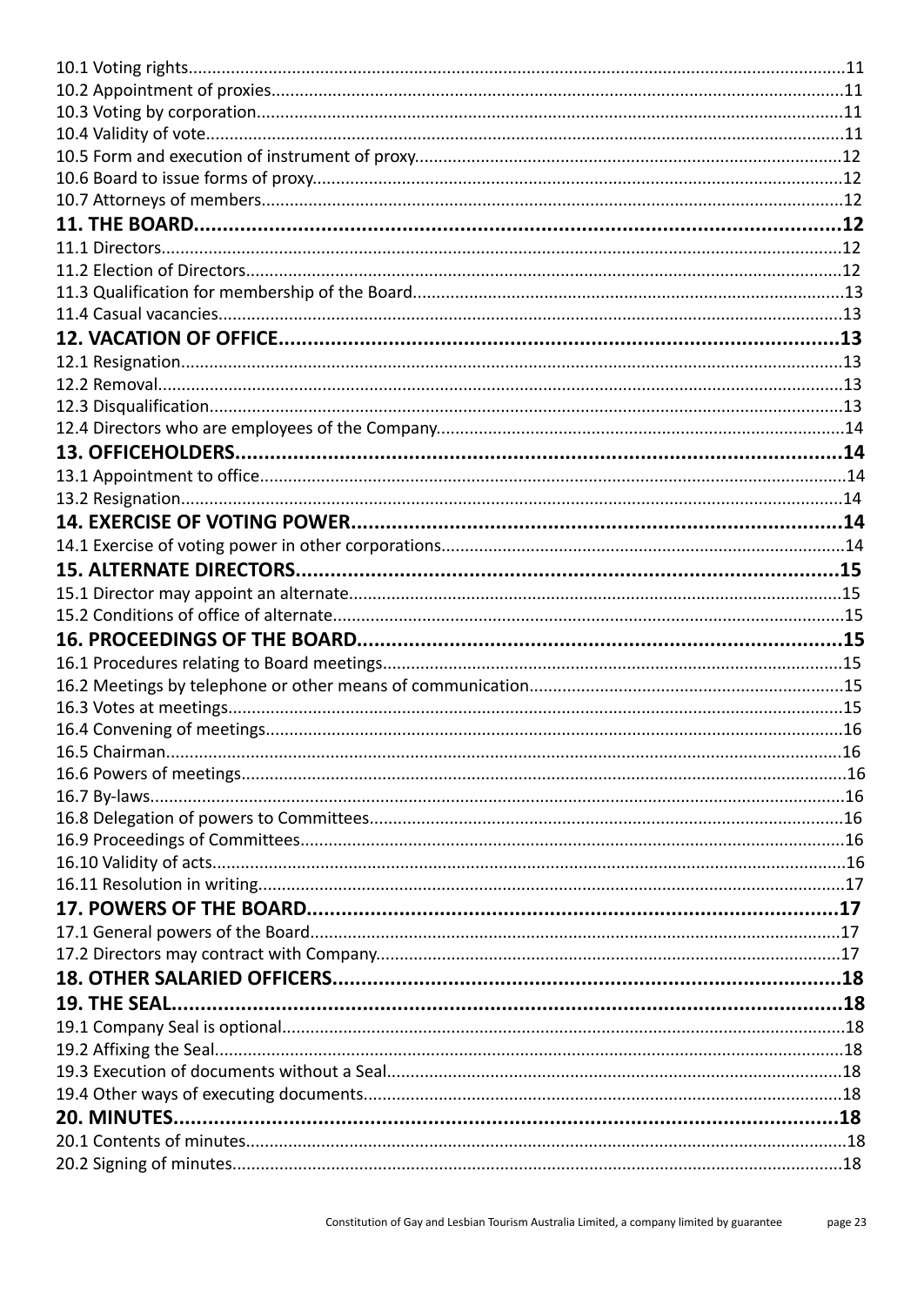10.1 Voting rights....................................................................................................................................11
10.2 Appointment of proxies.....................................................................................................................11
10.3 Voting by corporation........................................................................................................................11
10.4 Validity of vote...................................................................................................................................11
10.5 Form and execution of instrument of proxy.......................................................................................12
10.6 Board to issue forms of proxy.............................................................................................................12
10.7 Attorneys of members........................................................................................................................12

**11. THE BOARD......................................................................................................................12**

11.1 Directors.............................................................................................................................................12
11.2 Election of Directors...........................................................................................................................12
11.3 Qualification for membership of the Board........................................................................................13
11.4 Casual vacancies.................................................................................................................................13

**12. VACATION OF OFFICE....................................................................................................13**

12.1 Resignation.........................................................................................................................................13
12.2 Removal..............................................................................................................................................13
12.3 Disqualification...................................................................................................................................13
12.4 Directors who are employees of the Company...................................................................................14

**13. OFFICEHOLDERS............................................................................................................14**

13.1 Appointment to office.........................................................................................................................14
13.2 Resignation.........................................................................................................................................14

**14. EXERCISE OF VOTING POWER........................................................................................14**

14.1 Exercise of voting power in other corporations..................................................................................14

**15. ALTERNATE DIRECTORS.................................................................................................15**

15.1 Director may appoint an alternate......................................................................................................15
15.2 Conditions of office of alternate..........................................................................................................15

**16. PROCEEDINGS OF THE BOARD........................................................................................15**

16.1 Procedures relating to Board meetings...............................................................................................15
16.2 Meetings by telephone or other means of communication................................................................15
16.3 Votes at meetings...............................................................................................................................15
16.4 Convening of meetings.......................................................................................................................16
16.5 Chairman............................................................................................................................................16
16.6 Powers of meetings.............................................................................................................................16
16.7 By-laws................................................................................................................................................16
16.8 Delegation of powers to Committees..................................................................................................16
16.9 Proceedings of Committees.................................................................................................................16
16.10 Validity of acts...................................................................................................................................16
16.11 Resolution in writing..........................................................................................................................17

**17. POWERS OF THE BOARD................................................................................................17**

17.1 General powers of the Board...............................................................................................................17
17.2 Directors may contract with Company................................................................................................17

**18. OTHER SALARIED OFFICERS...........................................................................................18**

**19. THE SEAL........................................................................................................................18**

19.1 Company Seal is optional.....................................................................................................................18
19.2 Affixing the Seal...................................................................................................................................18
19.3 Execution of documents without a Seal...............................................................................................18
19.4 Other ways of executing documents....................................................................................................18

**20. MINUTES........................................................................................................................18**

20.1 Contents of minutes.............................................................................................................................18
20.2 Signing of minutes...............................................................................................................................18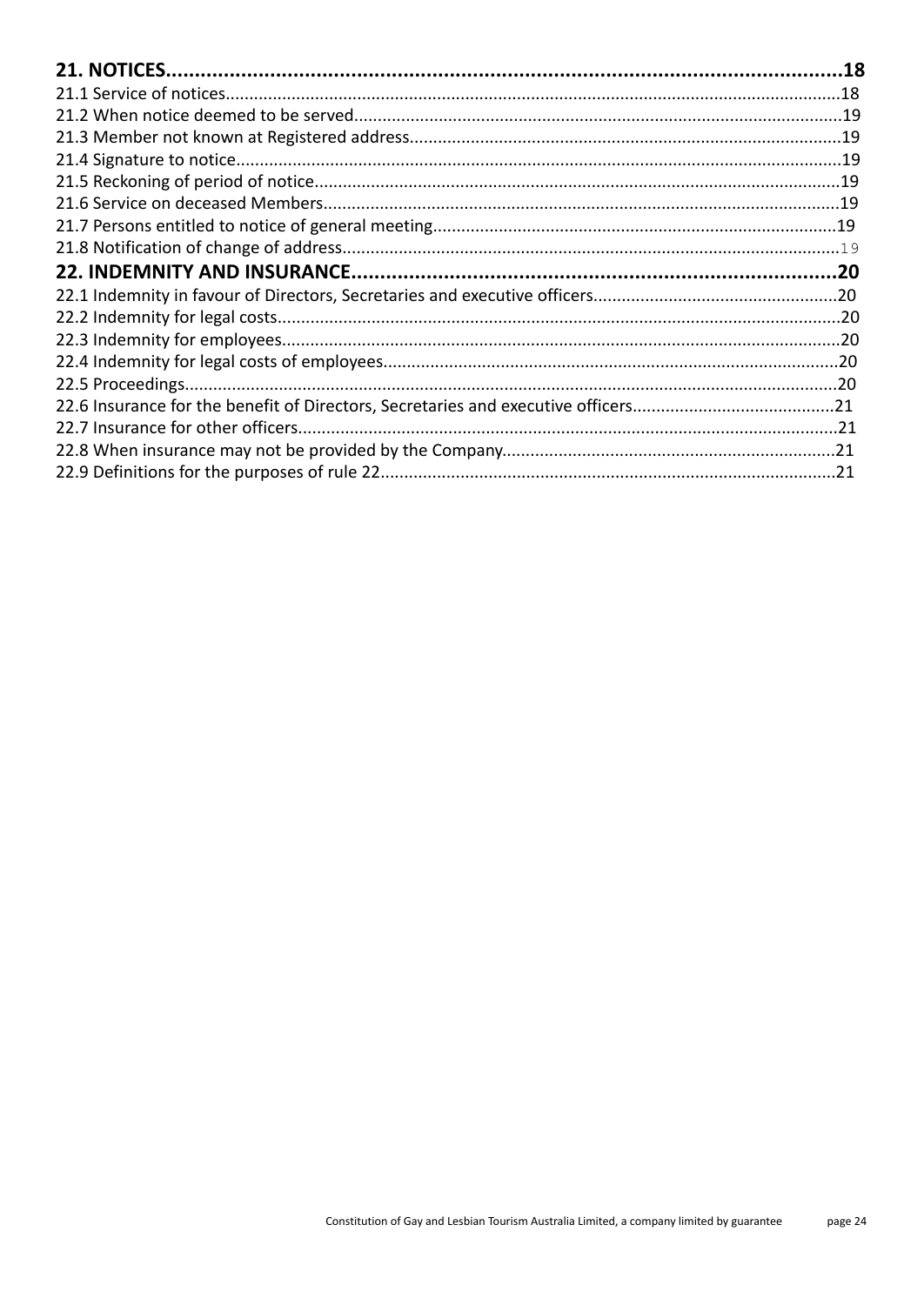**21. NOTICES....................................................................................................................18**

21.1 Service of notices..................................................................................................................18

21.2 When notice deemed to be served.......................................................................................19

21.3 Member not known at Registered address...........................................................................19

21.4 Signature to notice................................................................................................................19

21.5 Reckoning of period of notice...............................................................................................19

21.6 Service on deceased Members.............................................................................................19

21.7 Persons entitled to notice of general meeting......................................................................19

21.8 Notification of change of address.........................................................................................19

**22. INDEMNITY AND INSURANCE....................................................................................20**

22.1 Indemnity in favour of Directors, Secretaries and executive officers....................................20

22.2 Indemnity for legal costs.......................................................................................................20

22.3 Indemnity for employees.......................................................................................................20

22.4 Indemnity for legal costs of employees.................................................................................20

22.5 Proceedings...........................................................................................................................20

22.6 Insurance for the benefit of Directors, Secretaries and executive officers...........................21

22.7 Insurance for other officers...................................................................................................21

22.8 When insurance may not be provided by the Company.......................................................21

22.9 Definitions for the purposes of rule 22.................................................................................21